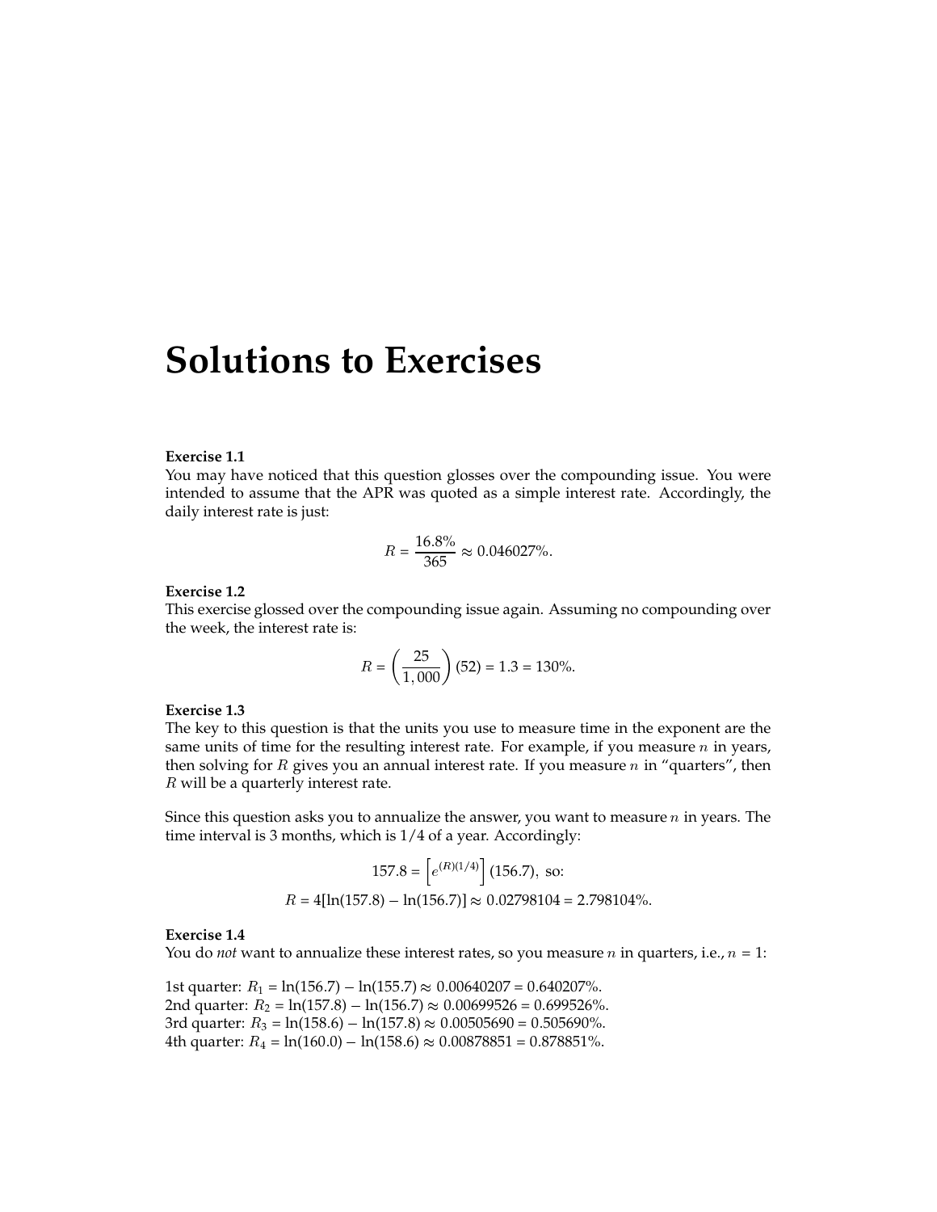# Solutions to Exercises

**Exercise 1.1**
You may have noticed that this question glosses over the compounding issue. You were intended to assume that the APR was quoted as a simple interest rate. Accordingly, the daily interest rate is just:

$$R = \frac{16.8\%}{365} \approx 0.046027\%.$$

**Exercise 1.2**
This exercise glossed over the compounding issue again. Assuming no compounding over the week, the interest rate is:

$$R = \left(\frac{25}{1,000}\right)(52) = 1.3 = 130\%.$$

**Exercise 1.3**
The key to this question is that the units you use to measure time in the exponent are the same units of time for the resulting interest rate. For example, if you measure $n$ in years, then solving for $R$ gives you an annual interest rate. If you measure $n$ in "quarters", then $R$ will be a quarterly interest rate.

Since this question asks you to annualize the answer, you want to measure $n$ in years. The time interval is 3 months, which is 1/4 of a year. Accordingly:

$$157.8 = \left[e^{(R)(1/4)}\right](156.7), \text{ so:}$$

$$R = 4[\ln(157.8) - \ln(156.7)] \approx 0.02798104 = 2.798104\%.$$

**Exercise 1.4**
You do *not* want to annualize these interest rates, so you measure $n$ in quarters, i.e., $n = 1$:

1st quarter: $R_1 = \ln(156.7) - \ln(155.7) \approx 0.00640207 = 0.640207\%$.
2nd quarter: $R_2 = \ln(157.8) - \ln(156.7) \approx 0.00699526 = 0.699526\%$.
3rd quarter: $R_3 = \ln(158.6) - \ln(157.8) \approx 0.00505690 = 0.505690\%$.
4th quarter: $R_4 = \ln(160.0) - \ln(158.6) \approx 0.00878851 = 0.878851\%$.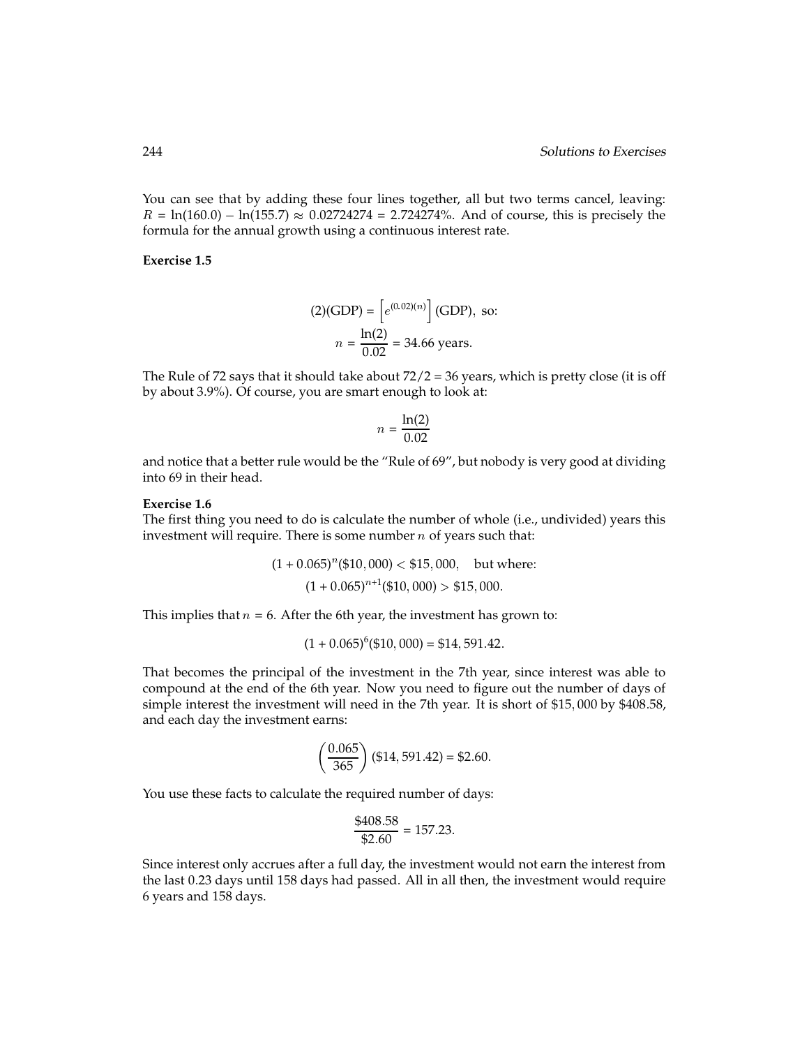You can see that by adding these four lines together, all but two terms cancel, leaving: $R = \ln(160.0) - \ln(155.7) \approx 0.02724274 = 2.724274\%$. And of course, this is precisely the formula for the annual growth using a continuous interest rate.

**Exercise 1.5**

$$(2)(\text{GDP}) = \left[e^{(0.02)(n)}\right](\text{GDP}), \text{ so:}$$

$$n = \frac{\ln(2)}{0.02} = 34.66 \text{ years.}$$

The Rule of 72 says that it should take about $72/2 = 36$ years, which is pretty close (it is off by about 3.9%). Of course, you are smart enough to look at:

$$n = \frac{\ln(2)}{0.02}$$

and notice that a better rule would be the "Rule of 69", but nobody is very good at dividing into 69 in their head.

**Exercise 1.6**
The first thing you need to do is calculate the number of whole (i.e., undivided) years this investment will require. There is some number $n$ of years such that:

$$(1 + 0.065)^n(\$10,000) < \$15,000, \quad \text{but where:}$$

$$(1 + 0.065)^{n+1}(\$10,000) > \$15,000.$$

This implies that $n = 6$. After the 6th year, the investment has grown to:

$$(1 + 0.065)^6(\$10,000) = \$14,591.42.$$

That becomes the principal of the investment in the 7th year, since interest was able to compound at the end of the 6th year. Now you need to figure out the number of days of simple interest the investment will need in the 7th year. It is short of \$15,000 by \$408.58, and each day the investment earns:

$$\left(\frac{0.065}{365}\right)(\$14,591.42) = \$2.60.$$

You use these facts to calculate the required number of days:

$$\frac{\$408.58}{\$2.60} = 157.23.$$

Since interest only accrues after a full day, the investment would not earn the interest from the last 0.23 days until 158 days had passed. All in all then, the investment would require 6 years and 158 days.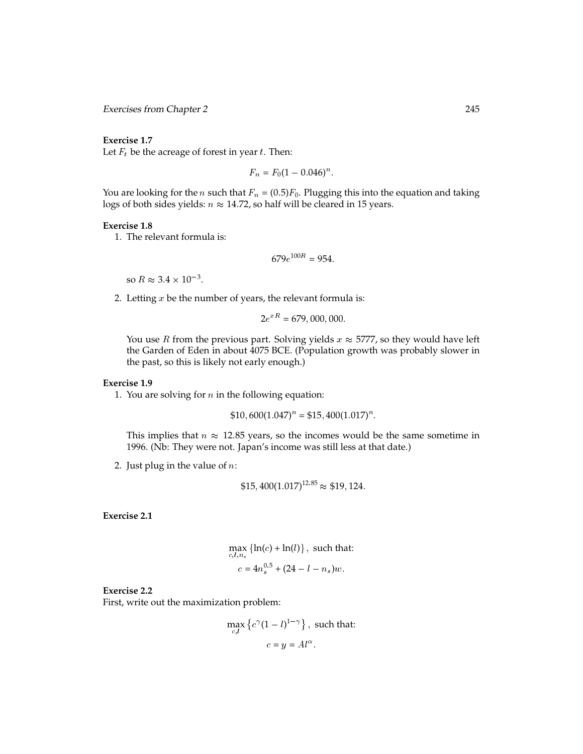**Exercise 1.7**

Let $F_t$ be the acreage of forest in year $t$. Then:

$$F_n = F_0(1 - 0.046)^n.$$

You are looking for the $n$ such that $F_n = (0.5)F_0$. Plugging this into the equation and taking logs of both sides yields: $n \approx 14.72$, so half will be cleared in 15 years.

**Exercise 1.8**

1. The relevant formula is:

$$679e^{100R} = 954.$$

so $R \approx 3.4 \times 10^{-3}$.

2. Letting $x$ be the number of years, the relevant formula is:

$$2e^{xR} = 679,000,000.$$

You use $R$ from the previous part. Solving yields $x \approx 5777$, so they would have left the Garden of Eden in about 4075 BCE. (Population growth was probably slower in the past, so this is likely not early enough.)

**Exercise 1.9**

1. You are solving for $n$ in the following equation:

$$\$10,600(1.047)^n = \$15,400(1.017)^n.$$

This implies that $n \approx 12.85$ years, so the incomes would be the same sometime in 1996. (Nb: They were not. Japan's income was still less at that date.)

2. Just plug in the value of $n$:

$$\$15,400(1.017)^{12.85} \approx \$19,124.$$

**Exercise 2.1**

$$\max_{c,l,n_s} \{\ln(c) + \ln(l)\}, \text{ such that:}$$
$$c = 4n_s^{0.5} + (24 - l - n_s)w.$$

**Exercise 2.2**

First, write out the maximization problem:

$$\max_{c,l} \left\{c^{\gamma}(1 - l)^{1-\gamma}\right\}, \text{ such that:}$$
$$c = y = Al^{\alpha}.$$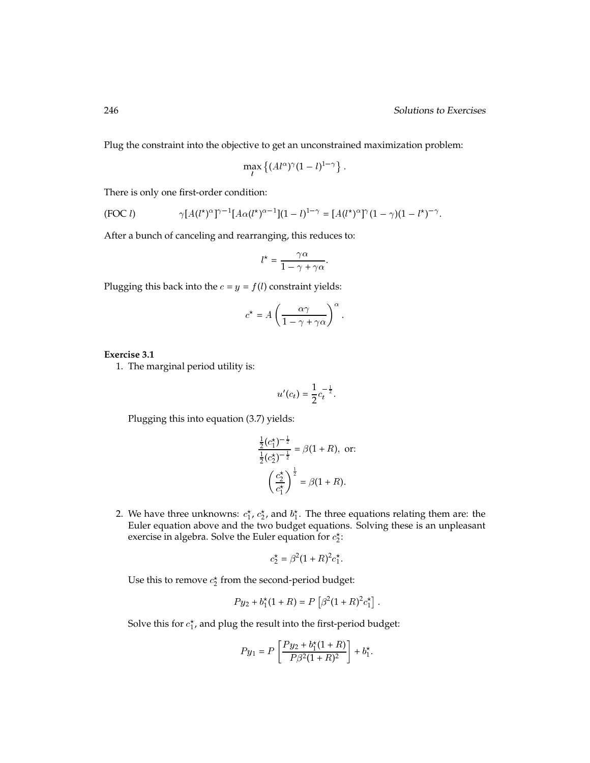Plug the constraint into the objective to get an unconstrained maximization problem:

$$\max_{l} \left\{ (Al^{\alpha})^{\gamma}(1-l)^{1-\gamma} \right\}.$$

There is only one first-order condition:

$$\text{(FOC } l\text{)} \qquad \gamma[A(l^{\star})^{\alpha}]^{\gamma-1}[A\alpha(l^{\star})^{\alpha-1}](1-l)^{1-\gamma} = [A(l^{\star})^{\alpha}]^{\gamma}(1-\gamma)(1-l^{\star})^{-\gamma}.$$

After a bunch of canceling and rearranging, this reduces to:

$$l^{\star} = \frac{\gamma\alpha}{1-\gamma+\gamma\alpha}.$$

Plugging this back into the $c = y = f(l)$ constraint yields:

$$c^{\star} = A\left(\frac{\alpha\gamma}{1-\gamma+\gamma\alpha}\right)^{\alpha}.$$

**Exercise 3.1**

1. The marginal period utility is:

$$u'(c_t) = \frac{1}{2}c_t^{-\frac{1}{2}}.$$

Plugging this into equation (3.7) yields:

$$\frac{\frac{1}{2}(c_1^{\star})^{-\frac{1}{2}}}{\frac{1}{2}(c_2^{\star})^{-\frac{1}{2}}} = \beta(1+R), \text{ or:}$$

$$\left(\frac{c_2^{\star}}{c_1^{\star}}\right)^{\frac{1}{2}} = \beta(1+R).$$

2. We have three unknowns: $c_1^{\star}$, $c_2^{\star}$, and $b_1^{\star}$. The three equations relating them are: the Euler equation above and the two budget equations. Solving these is an unpleasant exercise in algebra. Solve the Euler equation for $c_2^{\star}$:

$$c_2^{\star} = \beta^2(1+R)^2c_1^{\star}.$$

Use this to remove $c_2^{\star}$ from the second-period budget:

$$Py_2 + b_1^{\star}(1+R) = P\left[\beta^2(1+R)^2c_1^{\star}\right].$$

Solve this for $c_1^{\star}$, and plug the result into the first-period budget:

$$Py_1 = P\left[\frac{Py_2 + b_1^{\star}(1+R)}{P\beta^2(1+R)^2}\right] + b_1^{\star}.$$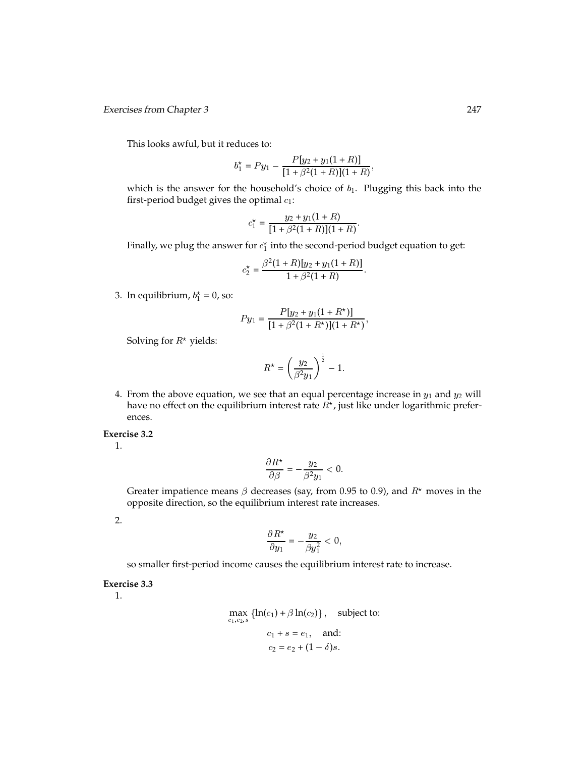This looks awful, but it reduces to:

$$b_1^\star = Py_1 - \frac{P[y_2 + y_1(1+R)]}{[1+\beta^2(1+R)](1+R)},$$

which is the answer for the household's choice of $b_1$. Plugging this back into the first-period budget gives the optimal $c_1$:

$$c_1^\star = \frac{y_2 + y_1(1+R)}{[1+\beta^2(1+R)](1+R)}.$$

Finally, we plug the answer for $c_1^\star$ into the second-period budget equation to get:

$$c_2^\star = \frac{\beta^2(1+R)[y_2 + y_1(1+R)]}{1+\beta^2(1+R)}.$$

3. In equilibrium, $b_1^\star = 0$, so:

$$Py_1 = \frac{P[y_2 + y_1(1+R^\star)]}{[1+\beta^2(1+R^\star)](1+R^\star)},$$

Solving for $R^\star$ yields:

$$R^\star = \left(\frac{y_2}{\beta^2 y_1}\right)^{\frac{1}{2}} - 1.$$

4. From the above equation, we see that an equal percentage increase in $y_1$ and $y_2$ will have no effect on the equilibrium interest rate $R^\star$, just like under logarithmic preferences.

**Exercise 3.2**

1.

$$\frac{\partial R^\star}{\partial \beta} = -\frac{y_2}{\beta^2 y_1} < 0.$$

Greater impatience means $\beta$ decreases (say, from 0.95 to 0.9), and $R^\star$ moves in the opposite direction, so the equilibrium interest rate increases.

2.

$$\frac{\partial R^\star}{\partial y_1} = -\frac{y_2}{\beta y_1^2} < 0,$$

so smaller first-period income causes the equilibrium interest rate to increase.

**Exercise 3.3**

1.

$$\max_{c_1, c_2, s} \left\{\ln(c_1) + \beta \ln(c_2)\right\}, \quad \text{subject to:}$$

$$c_1 + s = e_1, \quad \text{and:}$$

$$c_2 = e_2 + (1-\delta)s.$$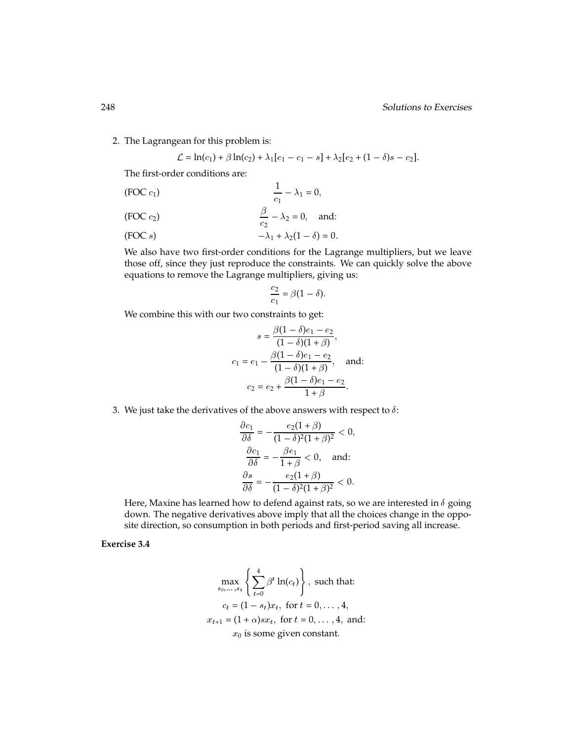2. The Lagrangean for this problem is:

$$\mathcal{L} = \ln(c_1) + \beta \ln(c_2) + \lambda_1[e_1 - c_1 - s] + \lambda_2[e_2 + (1-\delta)s - c_2].$$

The first-order conditions are:

$$\text{(FOC } c_1\text{)} \qquad \frac{1}{c_1} - \lambda_1 = 0,$$

$$\text{(FOC } c_2\text{)} \qquad \frac{\beta}{c_2} - \lambda_2 = 0, \quad \text{and:}$$

$$\text{(FOC } s\text{)} \qquad -\lambda_1 + \lambda_2(1-\delta) = 0.$$

We also have two first-order conditions for the Lagrange multipliers, but we leave those off, since they just reproduce the constraints. We can quickly solve the above equations to remove the Lagrange multipliers, giving us:

$$\frac{c_2}{c_1} = \beta(1-\delta).$$

We combine this with our two constraints to get:

$$s = \frac{\beta(1-\delta)e_1 - e_2}{(1-\delta)(1+\beta)},$$

$$c_1 = e_1 - \frac{\beta(1-\delta)e_1 - e_2}{(1-\delta)(1+\beta)}, \quad \text{and:}$$

$$c_2 = e_2 + \frac{\beta(1-\delta)e_1 - e_2}{1+\beta}.$$

3. We just take the derivatives of the above answers with respect to $\delta$:

$$\frac{\partial c_1}{\partial \delta} = -\frac{e_2(1+\beta)}{(1-\delta)^2(1+\beta)^2} < 0,$$

$$\frac{\partial c_1}{\partial \delta} = -\frac{\beta e_1}{1+\beta} < 0, \quad \text{and:}$$

$$\frac{\partial s}{\partial \delta} = -\frac{e_2(1+\beta)}{(1-\delta)^2(1+\beta)^2} < 0.$$

Here, Maxine has learned how to defend against rats, so we are interested in $\delta$ going down. The negative derivatives above imply that all the choices change in the opposite direction, so consumption in both periods and first-period saving all increase.

**Exercise 3.4**

$$\max_{s_0,\ldots,s_4} \left\{ \sum_{t=0}^{4} \beta^t \ln(c_t) \right\}, \text{ such that:}$$

$$c_t = (1 - s_t)x_t, \text{ for } t = 0, \ldots, 4,$$

$$x_{t+1} = (1+\alpha)sx_t, \text{ for } t = 0, \ldots, 4, \text{ and:}$$

$$x_0 \text{ is some given constant.}$$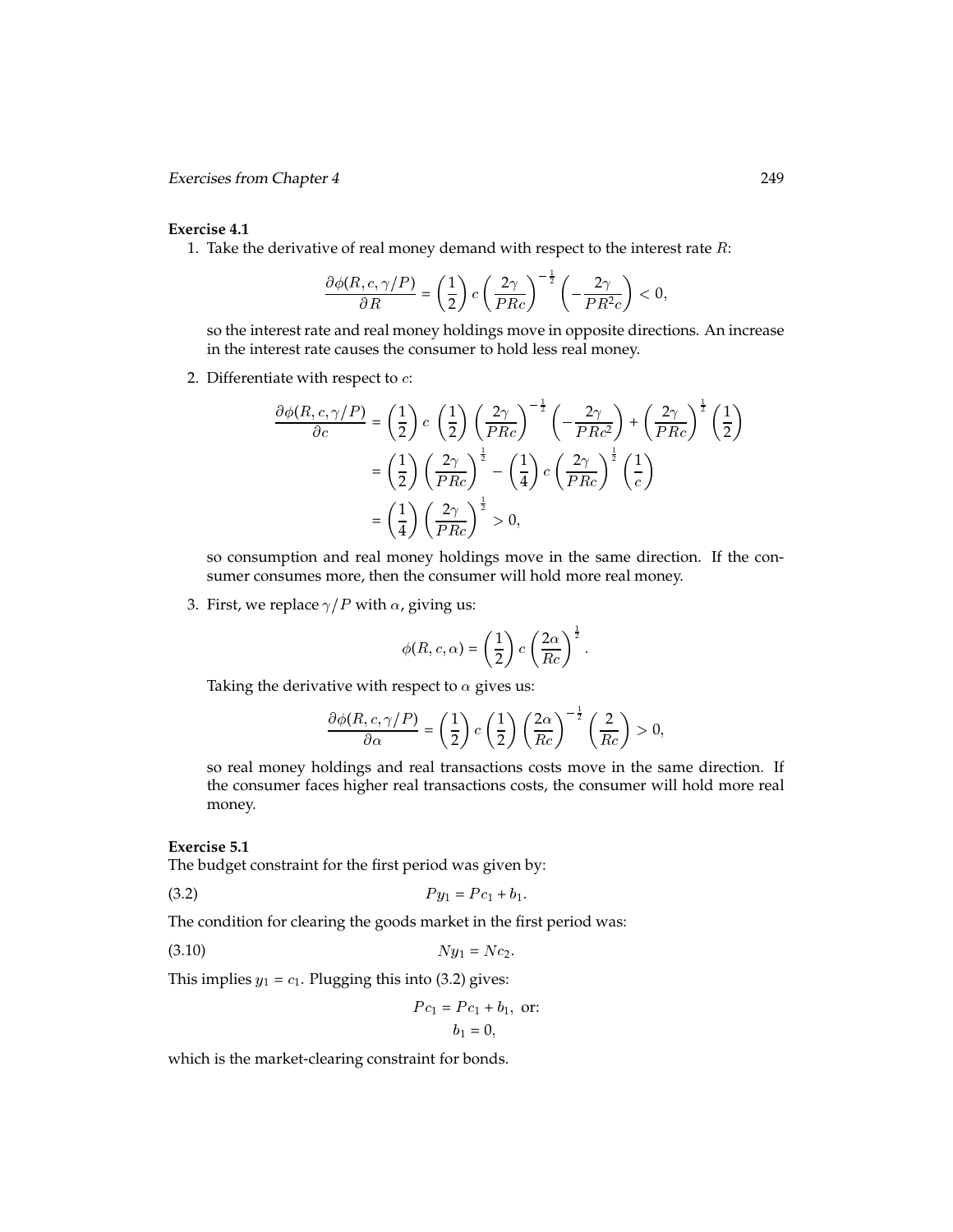**Exercise 4.1**

1. Take the derivative of real money demand with respect to the interest rate $R$:

$$\frac{\partial \phi(R, c, \gamma/P)}{\partial R} = \left(\frac{1}{2}\right) c \left(\frac{2\gamma}{PRc}\right)^{-\frac{1}{2}} \left(-\frac{2\gamma}{PR^2c}\right) < 0,$$

so the interest rate and real money holdings move in opposite directions. An increase in the interest rate causes the consumer to hold less real money.

2. Differentiate with respect to $c$:

$$\begin{aligned}
\frac{\partial \phi(R, c, \gamma/P)}{\partial c} &= \left(\frac{1}{2}\right) c \left(\frac{1}{2}\right) \left(\frac{2\gamma}{PRc}\right)^{-\frac{1}{2}} \left(-\frac{2\gamma}{PRc^2}\right) + \left(\frac{2\gamma}{PRc}\right)^{\frac{1}{2}} \left(\frac{1}{2}\right) \\
&= \left(\frac{1}{2}\right) \left(\frac{2\gamma}{PRc}\right)^{\frac{1}{2}} - \left(\frac{1}{4}\right) c \left(\frac{2\gamma}{PRc}\right)^{\frac{1}{2}} \left(\frac{1}{c}\right) \\
&= \left(\frac{1}{4}\right) \left(\frac{2\gamma}{PRc}\right)^{\frac{1}{2}} > 0,
\end{aligned}$$

so consumption and real money holdings move in the same direction. If the consumer consumes more, then the consumer will hold more real money.

3. First, we replace $\gamma/P$ with $\alpha$, giving us:

$$\phi(R, c, \alpha) = \left(\frac{1}{2}\right) c \left(\frac{2\alpha}{Rc}\right)^{\frac{1}{2}}.$$

Taking the derivative with respect to $\alpha$ gives us:

$$\frac{\partial \phi(R, c, \gamma/P)}{\partial \alpha} = \left(\frac{1}{2}\right) c \left(\frac{1}{2}\right) \left(\frac{2\alpha}{Rc}\right)^{-\frac{1}{2}} \left(\frac{2}{Rc}\right) > 0,$$

so real money holdings and real transactions costs move in the same direction. If the consumer faces higher real transactions costs, the consumer will hold more real money.

**Exercise 5.1**

The budget constraint for the first period was given by:

$$Py_1 = Pc_1 + b_1. \tag{3.2}$$

The condition for clearing the goods market in the first period was:

$$Ny_1 = Nc_2. \tag{3.10}$$

This implies $y_1 = c_1$. Plugging this into (3.2) gives:

$$\begin{aligned}
Pc_1 &= Pc_1 + b_1, \text{ or:} \\
b_1 &= 0,
\end{aligned}$$

which is the market-clearing constraint for bonds.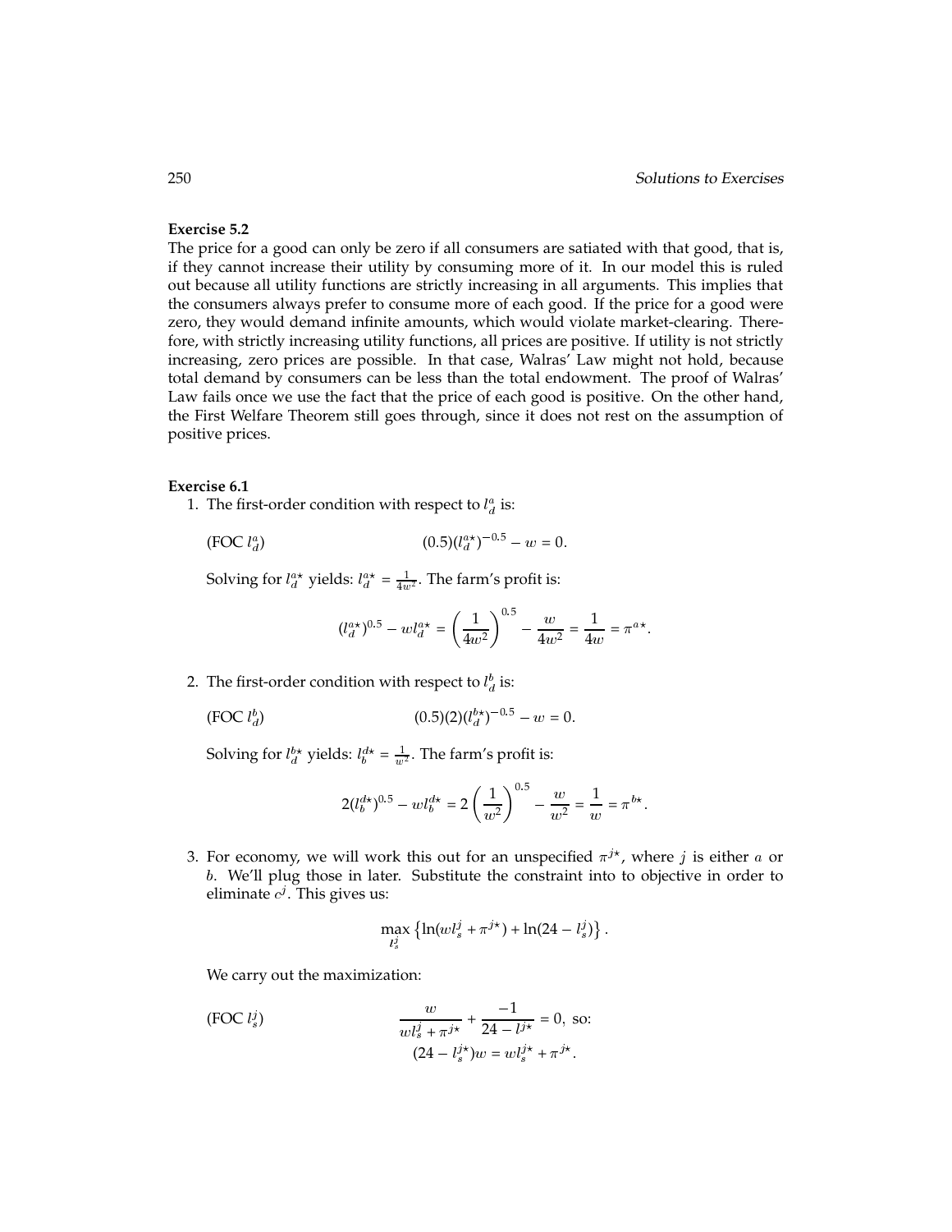**Exercise 5.2**

The price for a good can only be zero if all consumers are satiated with that good, that is, if they cannot increase their utility by consuming more of it. In our model this is ruled out because all utility functions are strictly increasing in all arguments. This implies that the consumers always prefer to consume more of each good. If the price for a good were zero, they would demand infinite amounts, which would violate market-clearing. Therefore, with strictly increasing utility functions, all prices are positive. If utility is not strictly increasing, zero prices are possible. In that case, Walras' Law might not hold, because total demand by consumers can be less than the total endowment. The proof of Walras' Law fails once we use the fact that the price of each good is positive. On the other hand, the First Welfare Theorem still goes through, since it does not rest on the assumption of positive prices.

**Exercise 6.1**

1. The first-order condition with respect to $l_d^a$ is:

   (FOC $l_d^a$) $$(0.5)(l_d^{a\star})^{-0.5} - w = 0.$$

   Solving for $l_d^{a\star}$ yields: $l_d^{a\star} = \frac{1}{4w^2}$. The farm's profit is:

   $$(l_d^{a\star})^{0.5} - wl_d^{a\star} = \left(\frac{1}{4w^2}\right)^{0.5} - \frac{w}{4w^2} = \frac{1}{4w} = \pi^{a\star}.$$

2. The first-order condition with respect to $l_d^b$ is:

   (FOC $l_d^b$) $$(0.5)(2)(l_d^{b\star})^{-0.5} - w = 0.$$

   Solving for $l_d^{b\star}$ yields: $l_b^{d\star} = \frac{1}{w^2}$. The farm's profit is:

   $$2(l_b^{d\star})^{0.5} - wl_b^{d\star} = 2\left(\frac{1}{w^2}\right)^{0.5} - \frac{w}{w^2} = \frac{1}{w} = \pi^{b\star}.$$

3. For economy, we will work this out for an unspecified $\pi^{j\star}$, where $j$ is either $a$ or $b$. We'll plug those in later. Substitute the constraint into to objective in order to eliminate $c^j$. This gives us:

   $$\max_{l_s^j} \left\{ \ln(wl_s^j + \pi^{j\star}) + \ln(24 - l_s^j) \right\}.$$

   We carry out the maximization:

   (FOC $l_s^j$) $$\frac{w}{wl_s^j + \pi^{j\star}} + \frac{-1}{24 - l^{j\star}} = 0, \text{ so:}$$
   $$(24 - l_s^{j\star})w = wl_s^{j\star} + \pi^{j\star}.$$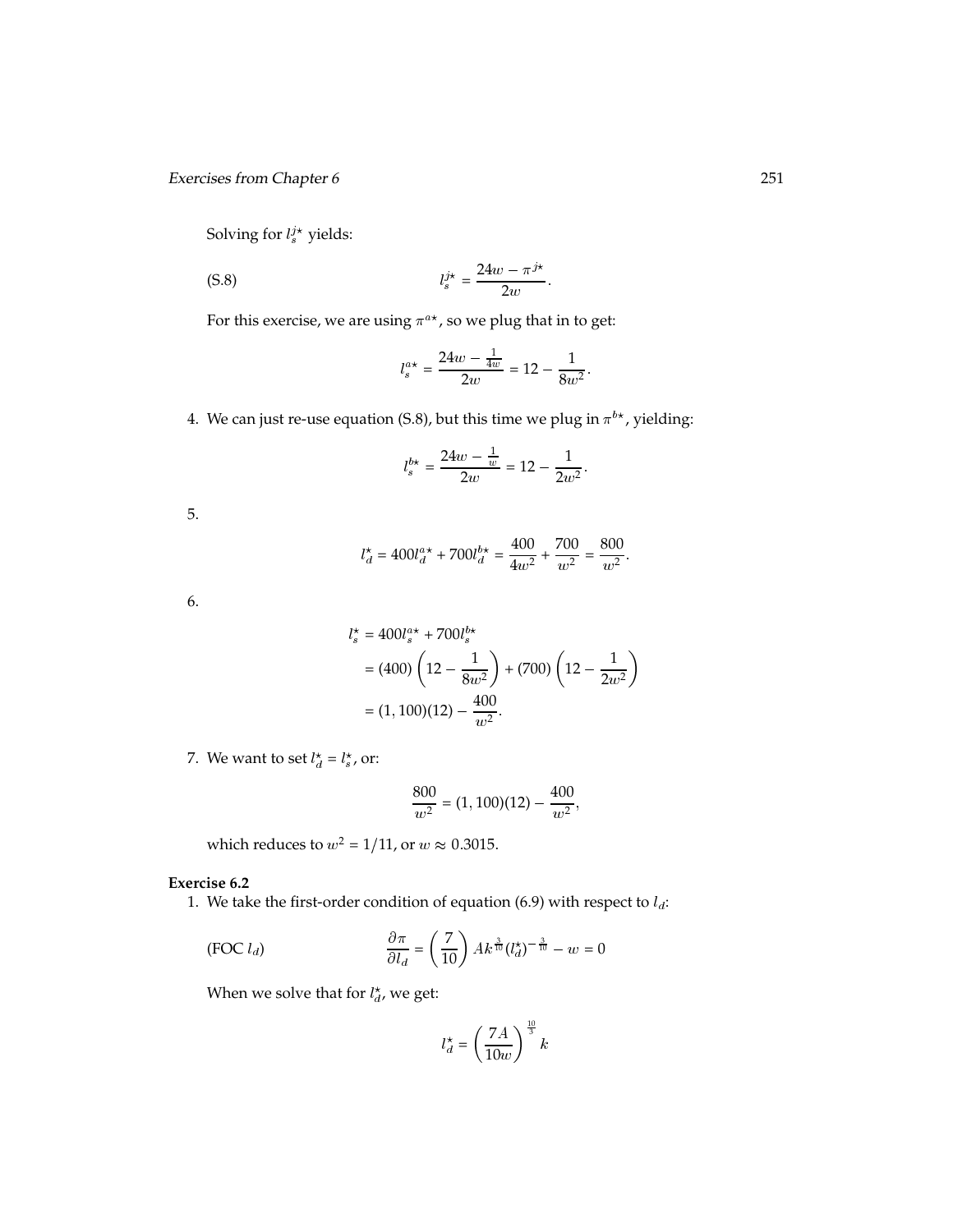Solving for $l_s^{j\star}$ yields:

$$l_s^{j\star} = \frac{24w - \pi^{j\star}}{2w}. \tag{S.8}$$

For this exercise, we are using $\pi^{a\star}$, so we plug that in to get:

$$l_s^{a\star} = \frac{24w - \frac{1}{4w}}{2w} = 12 - \frac{1}{8w^2}.$$

4. We can just re-use equation (S.8), but this time we plug in $\pi^{b\star}$, yielding:

$$l_s^{b\star} = \frac{24w - \frac{1}{w}}{2w} = 12 - \frac{1}{2w^2}.$$

5.

$$l_d^\star = 400 l_d^{a\star} + 700 l_d^{b\star} = \frac{400}{4w^2} + \frac{700}{w^2} = \frac{800}{w^2}.$$

6.

$$\begin{aligned}
l_s^\star &= 400 l_s^{a\star} + 700 l_s^{b\star} \\
&= (400)\left(12 - \frac{1}{8w^2}\right) + (700)\left(12 - \frac{1}{2w^2}\right) \\
&= (1,100)(12) - \frac{400}{w^2}.
\end{aligned}$$

7. We want to set $l_d^\star = l_s^\star$, or:

$$\frac{800}{w^2} = (1,100)(12) - \frac{400}{w^2},$$

which reduces to $w^2 = 1/11$, or $w \approx 0.3015$.

**Exercise 6.2**

1. We take the first-order condition of equation (6.9) with respect to $l_d$:

$$\frac{\partial \pi}{\partial l_d} = \left(\frac{7}{10}\right) A k^{\frac{3}{10}} (l_d^\star)^{-\frac{3}{10}} - w = 0 \tag{FOC $l_d$}$$

When we solve that for $l_d^\star$, we get:

$$l_d^\star = \left(\frac{7A}{10w}\right)^{\frac{10}{3}} k$$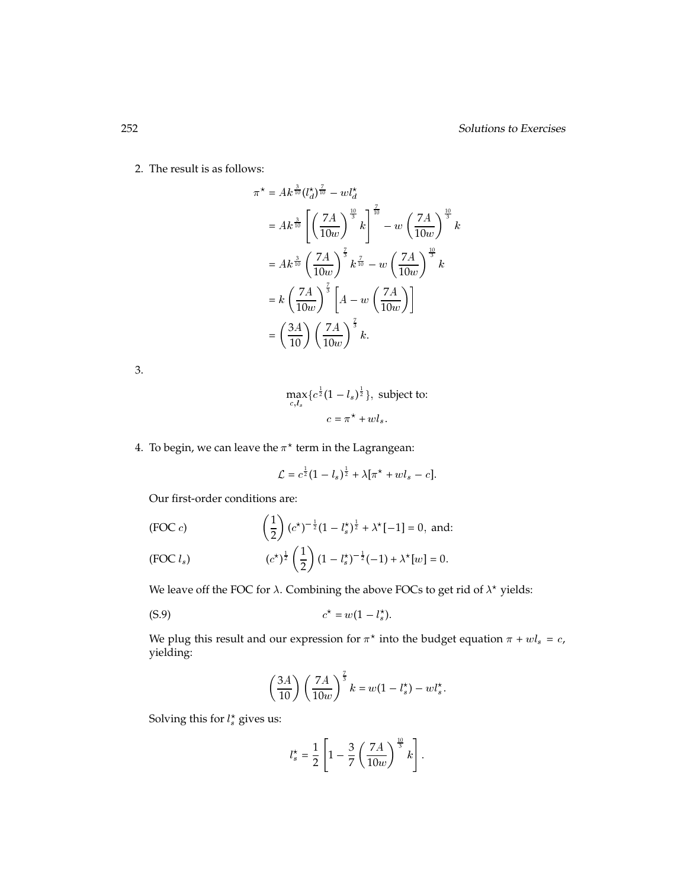2. The result is as follows:

$$
\begin{aligned}
\pi^\star &= Ak^{\frac{3}{10}}(l_d^\star)^{\frac{7}{10}} - wl_d^\star \\
&= Ak^{\frac{3}{10}}\left[\left(\frac{7A}{10w}\right)^{\frac{10}{3}} k\right]^{\frac{7}{10}} - w\left(\frac{7A}{10w}\right)^{\frac{10}{3}} k \\
&= Ak^{\frac{3}{10}}\left(\frac{7A}{10w}\right)^{\frac{7}{3}} k^{\frac{7}{10}} - w\left(\frac{7A}{10w}\right)^{\frac{10}{3}} k \\
&= k\left(\frac{7A}{10w}\right)^{\frac{7}{3}}\left[A - w\left(\frac{7A}{10w}\right)\right] \\
&= \left(\frac{3A}{10}\right)\left(\frac{7A}{10w}\right)^{\frac{7}{3}} k.
\end{aligned}
$$

3.

$$
\max_{c,l_s}\{c^{\frac{1}{2}}(1-l_s)^{\frac{1}{2}}\}, \text{ subject to:}
$$

$$
c = \pi^\star + wl_s.
$$

4. To begin, we can leave the $\pi^\star$ term in the Lagrangean:

$$
\mathcal{L} = c^{\frac{1}{2}}(1-l_s)^{\frac{1}{2}} + \lambda[\pi^\star + wl_s - c].
$$

Our first-order conditions are:

(FOC $c$)
$$
\left(\frac{1}{2}\right)(c^\star)^{-\frac{1}{2}}(1-l_s^\star)^{\frac{1}{2}} + \lambda^\star[-1] = 0, \text{ and:}
$$

(FOC $l_s$)
$$
(c^\star)^{\frac{1}{2}}\left(\frac{1}{2}\right)(1-l_s^\star)^{-\frac{1}{2}}(-1) + \lambda^\star[w] = 0.
$$

We leave off the FOC for $\lambda$. Combining the above FOCs to get rid of $\lambda^\star$ yields:

(S.9)
$$
c^\star = w(1-l_s^\star).
$$

We plug this result and our expression for $\pi^\star$ into the budget equation $\pi + wl_s = c$, yielding:

$$
\left(\frac{3A}{10}\right)\left(\frac{7A}{10w}\right)^{\frac{7}{3}} k = w(1-l_s^\star) - wl_s^\star.
$$

Solving this for $l_s^\star$ gives us:

$$
l_s^\star = \frac{1}{2}\left[1 - \frac{3}{7}\left(\frac{7A}{10w}\right)^{\frac{10}{3}} k\right].
$$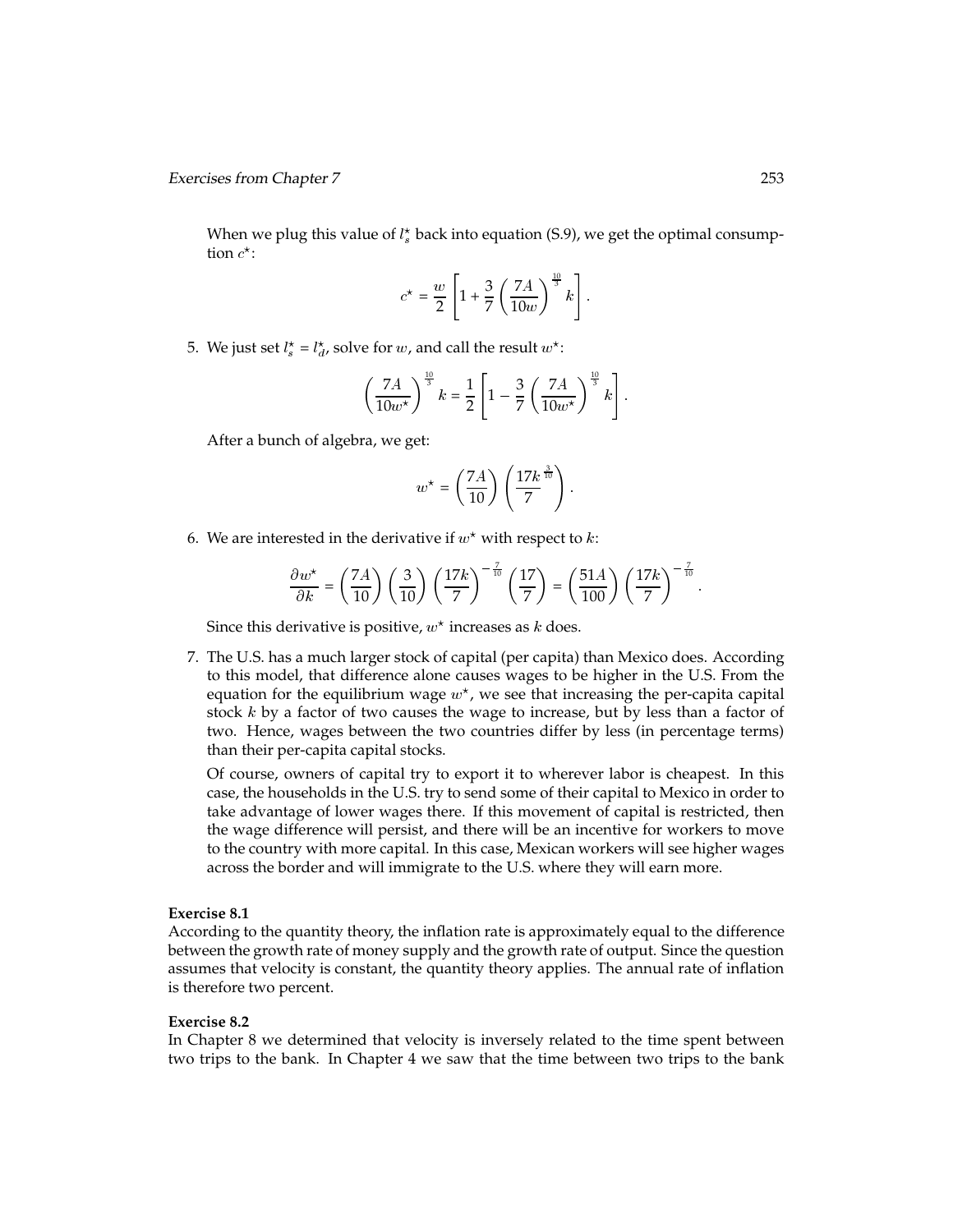When we plug this value of $l_s^\star$ back into equation (S.9), we get the optimal consumption $c^\star$:

$$c^\star = \frac{w}{2}\left[1 + \frac{3}{7}\left(\frac{7A}{10w}\right)^{\frac{10}{3}} k\right].$$

5. We just set $l_s^\star = l_d^\star$, solve for $w$, and call the result $w^\star$:

$$\left(\frac{7A}{10w^\star}\right)^{\frac{10}{3}} k = \frac{1}{2}\left[1 - \frac{3}{7}\left(\frac{7A}{10w^\star}\right)^{\frac{10}{3}} k\right].$$

   After a bunch of algebra, we get:

$$w^\star = \left(\frac{7A}{10}\right)\left(\frac{17k}{7}^{\frac{3}{10}}\right).$$

6. We are interested in the derivative if $w^\star$ with respect to $k$:

$$\frac{\partial w^\star}{\partial k} = \left(\frac{7A}{10}\right)\left(\frac{3}{10}\right)\left(\frac{17k}{7}\right)^{-\frac{7}{10}}\left(\frac{17}{7}\right) = \left(\frac{51A}{100}\right)\left(\frac{17k}{7}\right)^{-\frac{7}{10}}.$$

   Since this derivative is positive, $w^\star$ increases as $k$ does.

7. The U.S. has a much larger stock of capital (per capita) than Mexico does. According to this model, that difference alone causes wages to be higher in the U.S. From the equation for the equilibrium wage $w^\star$, we see that increasing the per-capita capital stock $k$ by a factor of two causes the wage to increase, but by less than a factor of two. Hence, wages between the two countries differ by less (in percentage terms) than their per-capita capital stocks.

   Of course, owners of capital try to export it to wherever labor is cheapest. In this case, the households in the U.S. try to send some of their capital to Mexico in order to take advantage of lower wages there. If this movement of capital is restricted, then the wage difference will persist, and there will be an incentive for workers to move to the country with more capital. In this case, Mexican workers will see higher wages across the border and will immigrate to the U.S. where they will earn more.

**Exercise 8.1**

According to the quantity theory, the inflation rate is approximately equal to the difference between the growth rate of money supply and the growth rate of output. Since the question assumes that velocity is constant, the quantity theory applies. The annual rate of inflation is therefore two percent.

**Exercise 8.2**

In Chapter 8 we determined that velocity is inversely related to the time spent between two trips to the bank. In Chapter 4 we saw that the time between two trips to the bank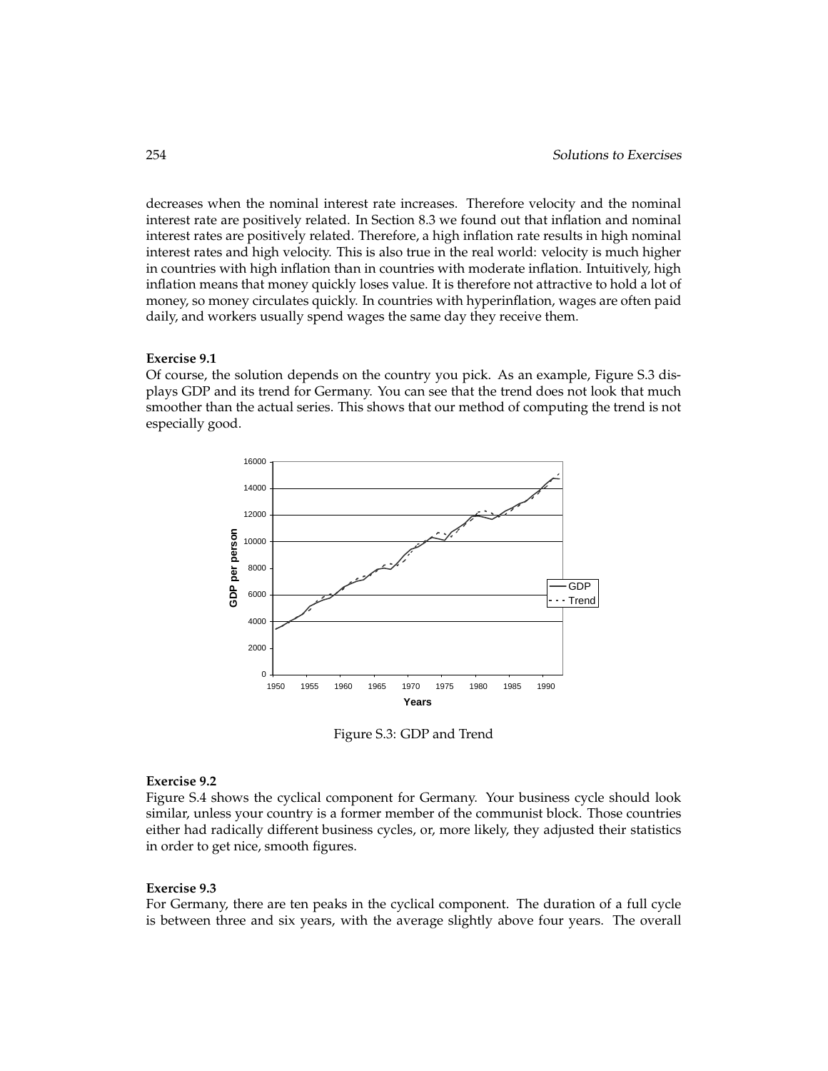decreases when the nominal interest rate increases. Therefore velocity and the nominal interest rate are positively related. In Section 8.3 we found out that inflation and nominal interest rates are positively related. Therefore, a high inflation rate results in high nominal interest rates and high velocity. This is also true in the real world: velocity is much higher in countries with high inflation than in countries with moderate inflation. Intuitively, high inflation means that money quickly loses value. It is therefore not attractive to hold a lot of money, so money circulates quickly. In countries with hyperinflation, wages are often paid daily, and workers usually spend wages the same day they receive them.

**Exercise 9.1**

Of course, the solution depends on the country you pick. As an example, Figure S.3 displays GDP and its trend for Germany. You can see that the trend does not look that much smoother than the actual series. This shows that our method of computing the trend is not especially good.

Figure S.3: GDP and Trend

**Exercise 9.2**

Figure S.4 shows the cyclical component for Germany. Your business cycle should look similar, unless your country is a former member of the communist block. Those countries either had radically different business cycles, or, more likely, they adjusted their statistics in order to get nice, smooth figures.

**Exercise 9.3**

For Germany, there are ten peaks in the cyclical component. The duration of a full cycle is between three and six years, with the average slightly above four years. The overall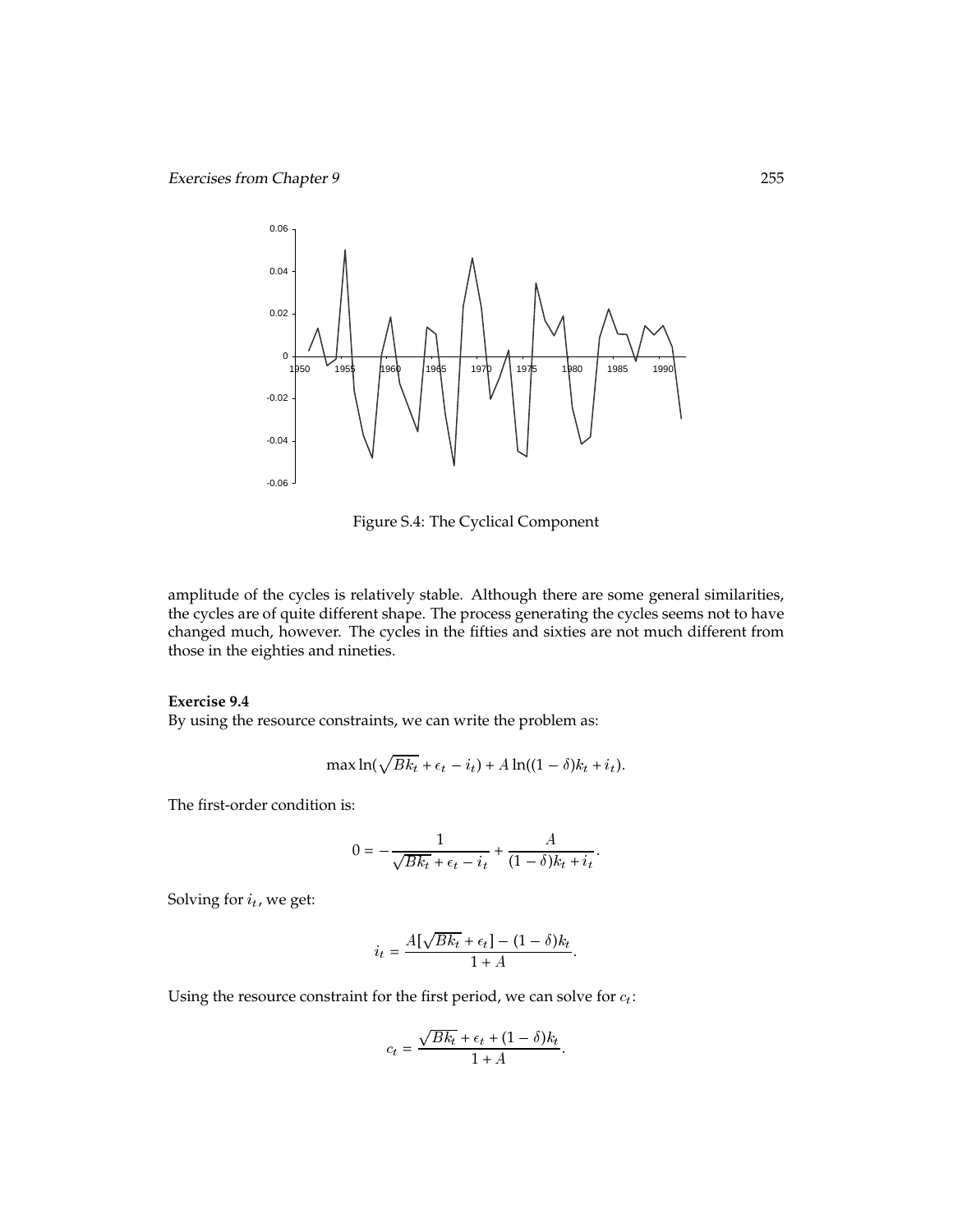Figure S.4: The Cyclical Component

amplitude of the cycles is relatively stable. Although there are some general similarities, the cycles are of quite different shape. The process generating the cycles seems not to have changed much, however. The cycles in the fifties and sixties are not much different from those in the eighties and nineties.

**Exercise 9.4**

By using the resource constraints, we can write the problem as:

$$\max \ln(\sqrt{Bk_t} + \epsilon_t - i_t) + A \ln((1-\delta)k_t + i_t).$$

The first-order condition is:

$$0 = -\frac{1}{\sqrt{Bk_t} + \epsilon_t - i_t} + \frac{A}{(1-\delta)k_t + i_t}.$$

Solving for $i_t$, we get:

$$i_t = \frac{A[\sqrt{Bk_t} + \epsilon_t] - (1-\delta)k_t}{1+A}.$$

Using the resource constraint for the first period, we can solve for $c_t$:

$$c_t = \frac{\sqrt{Bk_t} + \epsilon_t + (1-\delta)k_t}{1+A}.$$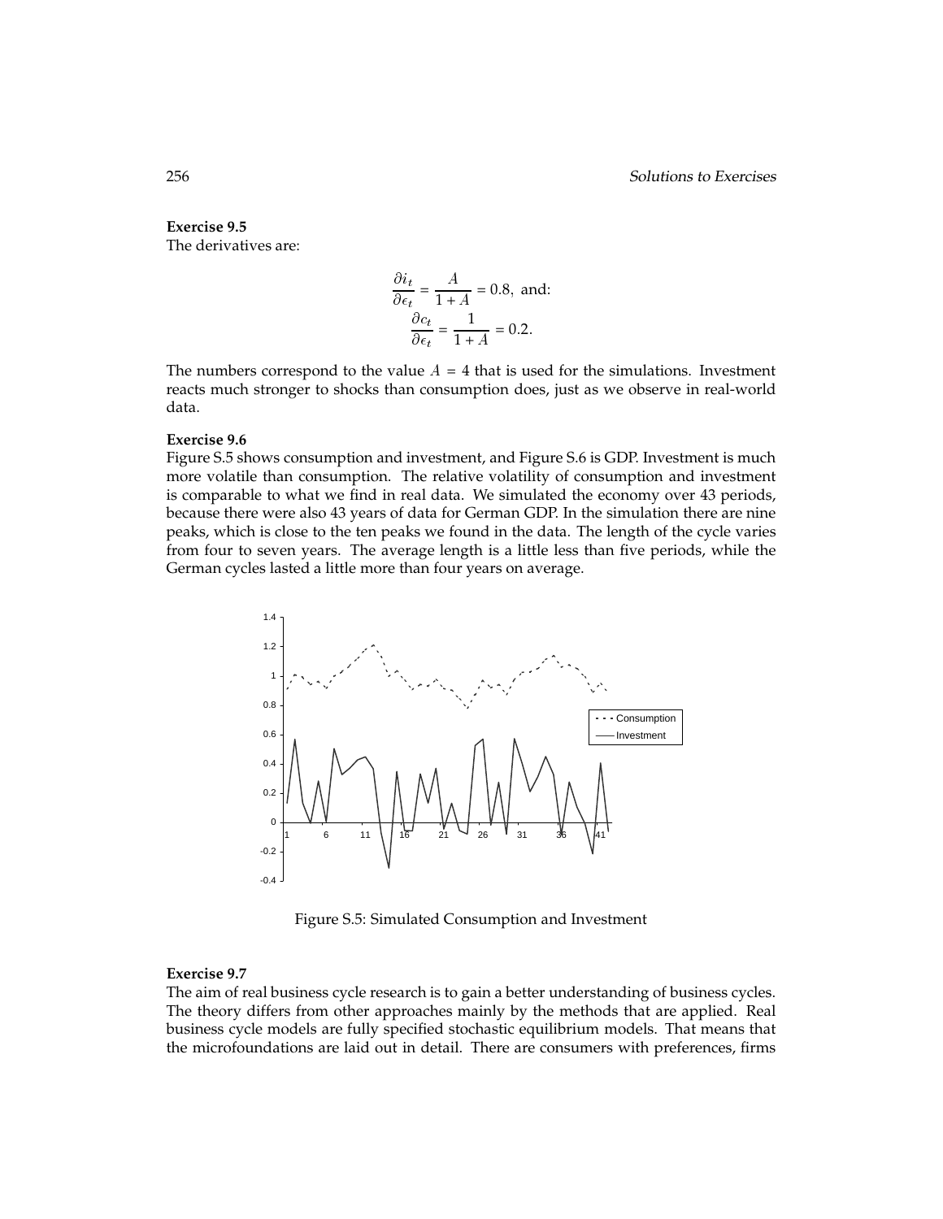**Exercise 9.5**
The derivatives are:

$$\frac{\partial i_t}{\partial \epsilon_t} = \frac{A}{1+A} = 0.8, \text{ and:}$$
$$\frac{\partial c_t}{\partial \epsilon_t} = \frac{1}{1+A} = 0.2.$$

The numbers correspond to the value $A = 4$ that is used for the simulations. Investment reacts much stronger to shocks than consumption does, just as we observe in real-world data.

**Exercise 9.6**
Figure S.5 shows consumption and investment, and Figure S.6 is GDP. Investment is much more volatile than consumption. The relative volatility of consumption and investment is comparable to what we find in real data. We simulated the economy over 43 periods, because there were also 43 years of data for German GDP. In the simulation there are nine peaks, which is close to the ten peaks we found in the data. The length of the cycle varies from four to seven years. The average length is a little less than five periods, while the German cycles lasted a little more than four years on average.

Figure S.5: Simulated Consumption and Investment

**Exercise 9.7**
The aim of real business cycle research is to gain a better understanding of business cycles. The theory differs from other approaches mainly by the methods that are applied. Real business cycle models are fully specified stochastic equilibrium models. That means that the microfoundations are laid out in detail. There are consumers with preferences, firms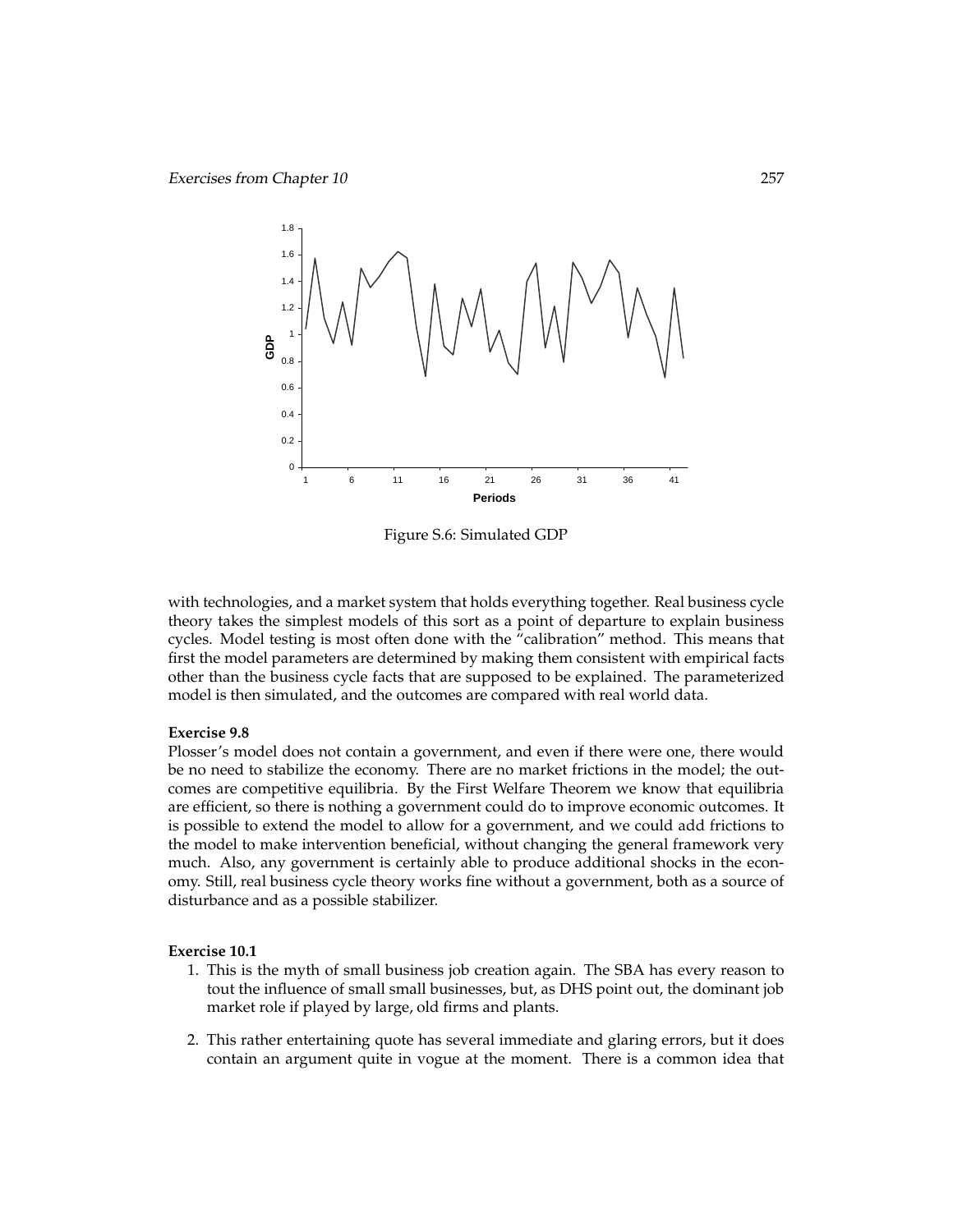Figure S.6: Simulated GDP

with technologies, and a market system that holds everything together. Real business cycle theory takes the simplest models of this sort as a point of departure to explain business cycles. Model testing is most often done with the "calibration" method. This means that first the model parameters are determined by making them consistent with empirical facts other than the business cycle facts that are supposed to be explained. The parameterized model is then simulated, and the outcomes are compared with real world data.

**Exercise 9.8**

Plosser's model does not contain a government, and even if there were one, there would be no need to stabilize the economy. There are no market frictions in the model; the outcomes are competitive equilibria. By the First Welfare Theorem we know that equilibria are efficient, so there is nothing a government could do to improve economic outcomes. It is possible to extend the model to allow for a government, and we could add frictions to the model to make intervention beneficial, without changing the general framework very much. Also, any government is certainly able to produce additional shocks in the economy. Still, real business cycle theory works fine without a government, both as a source of disturbance and as a possible stabilizer.

**Exercise 10.1**

1. This is the myth of small business job creation again. The SBA has every reason to tout the influence of small small businesses, but, as DHS point out, the dominant job market role if played by large, old firms and plants.

2. This rather entertaining quote has several immediate and glaring errors, but it does contain an argument quite in vogue at the moment. There is a common idea that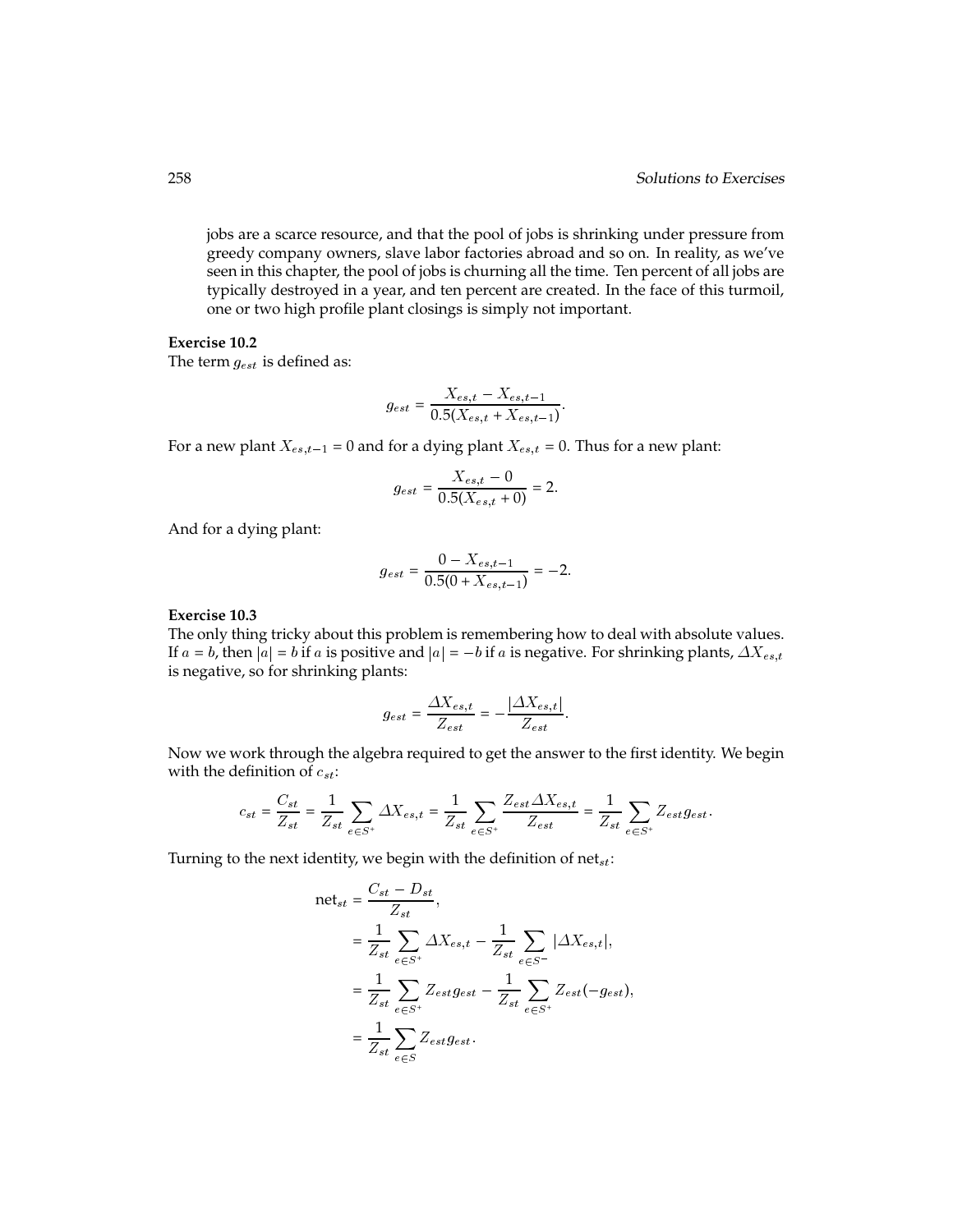jobs are a scarce resource, and that the pool of jobs is shrinking under pressure from greedy company owners, slave labor factories abroad and so on. In reality, as we've seen in this chapter, the pool of jobs is churning all the time. Ten percent of all jobs are typically destroyed in a year, and ten percent are created. In the face of this turmoil, one or two high profile plant closings is simply not important.

**Exercise 10.2**

The term $g_{est}$ is defined as:

$$g_{est} = \frac{X_{es,t} - X_{es,t-1}}{0.5(X_{es,t} + X_{es,t-1})}.$$

For a new plant $X_{es,t-1} = 0$ and for a dying plant $X_{es,t} = 0$. Thus for a new plant:

$$g_{est} = \frac{X_{es,t} - 0}{0.5(X_{es,t} + 0)} = 2.$$

And for a dying plant:

$$g_{est} = \frac{0 - X_{es,t-1}}{0.5(0 + X_{es,t-1})} = -2.$$

**Exercise 10.3**

The only thing tricky about this problem is remembering how to deal with absolute values. If $a = b$, then $|a| = b$ if $a$ is positive and $|a| = -b$ if $a$ is negative. For shrinking plants, $\Delta X_{es,t}$ is negative, so for shrinking plants:

$$g_{est} = \frac{\Delta X_{es,t}}{Z_{est}} = -\frac{|\Delta X_{es,t}|}{Z_{est}}.$$

Now we work through the algebra required to get the answer to the first identity. We begin with the definition of $c_{st}$:

$$c_{st} = \frac{C_{st}}{Z_{st}} = \frac{1}{Z_{st}} \sum_{e \in S^+} \Delta X_{es,t} = \frac{1}{Z_{st}} \sum_{e \in S^+} \frac{Z_{est} \Delta X_{es,t}}{Z_{est}} = \frac{1}{Z_{st}} \sum_{e \in S^+} Z_{est} g_{est}.$$

Turning to the next identity, we begin with the definition of $\text{net}_{st}$:

$$\begin{aligned}
\text{net}_{st} &= \frac{C_{st} - D_{st}}{Z_{st}}, \\
&= \frac{1}{Z_{st}} \sum_{e \in S^+} \Delta X_{es,t} - \frac{1}{Z_{st}} \sum_{e \in S^-} |\Delta X_{es,t}|, \\
&= \frac{1}{Z_{st}} \sum_{e \in S^+} Z_{est} g_{est} - \frac{1}{Z_{st}} \sum_{e \in S^+} Z_{est}(-g_{est}), \\
&= \frac{1}{Z_{st}} \sum_{e \in S} Z_{est} g_{est}.
\end{aligned}$$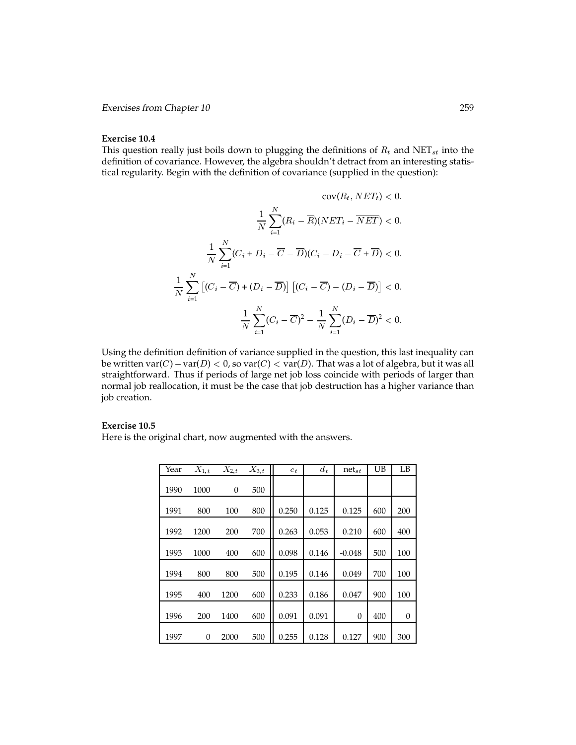**Exercise 10.4**

This question really just boils down to plugging the definitions of $R_t$ and $\text{NET}_{st}$ into the definition of covariance. However, the algebra shouldn't detract from an interesting statistical regularity. Begin with the definition of covariance (supplied in the question):

$$\text{cov}(R_t, NET_t) < 0.$$

$$\frac{1}{N}\sum_{i=1}^{N}(R_i - \overline{R})(NET_i - \overline{NET}) < 0.$$

$$\frac{1}{N}\sum_{i=1}^{N}(C_i + D_i - \overline{C} - \overline{D})(C_i - D_i - \overline{C} + \overline{D}) < 0.$$

$$\frac{1}{N}\sum_{i=1}^{N}\left[(C_i - \overline{C}) + (D_i - \overline{D})\right]\left[(C_i - \overline{C}) - (D_i - \overline{D})\right] < 0.$$

$$\frac{1}{N}\sum_{i=1}^{N}(C_i - \overline{C})^2 - \frac{1}{N}\sum_{i=1}^{N}(D_i - \overline{D})^2 < 0.$$

Using the definition definition of variance supplied in the question, this last inequality can be written $\text{var}(C) - \text{var}(D) < 0$, so $\text{var}(C) < \text{var}(D)$. That was a lot of algebra, but it was all straightforward. Thus if periods of large net job loss coincide with periods of larger than normal job reallocation, it must be the case that job destruction has a higher variance than job creation.

**Exercise 10.5**

Here is the original chart, now augmented with the answers.

| Year | $X_{1,t}$ | $X_{2,t}$ | $X_{3,t}$ | $c_t$ | $d_t$ | $\text{net}_{st}$ | UB | LB |
|---|---|---|---|---|---|---|---|---|
| 1990 | 1000 | 0 | 500 | | | | | |
| 1991 | 800 | 100 | 800 | 0.250 | 0.125 | 0.125 | 600 | 200 |
| 1992 | 1200 | 200 | 700 | 0.263 | 0.053 | 0.210 | 600 | 400 |
| 1993 | 1000 | 400 | 600 | 0.098 | 0.146 | -0.048 | 500 | 100 |
| 1994 | 800 | 800 | 500 | 0.195 | 0.146 | 0.049 | 700 | 100 |
| 1995 | 400 | 1200 | 600 | 0.233 | 0.186 | 0.047 | 900 | 100 |
| 1996 | 200 | 1400 | 600 | 0.091 | 0.091 | 0 | 400 | 0 |
| 1997 | 0 | 2000 | 500 | 0.255 | 0.128 | 0.127 | 900 | 300 |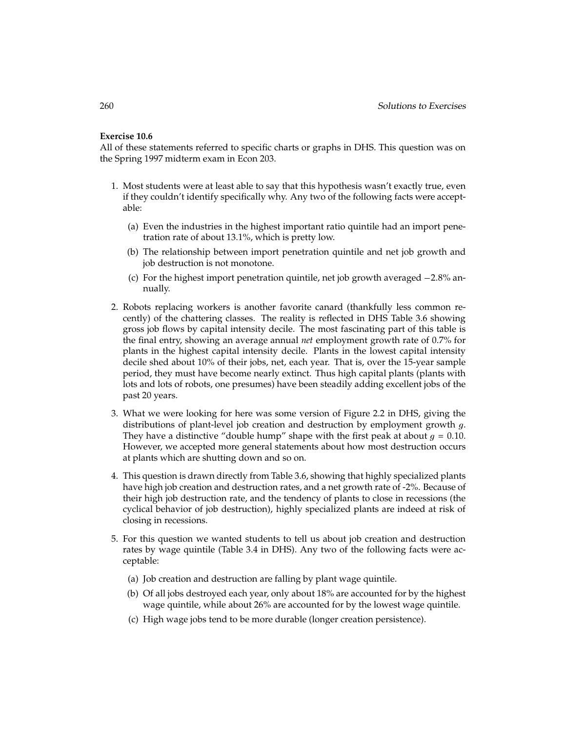**Exercise 10.6**

All of these statements referred to specific charts or graphs in DHS. This question was on the Spring 1997 midterm exam in Econ 203.

1. Most students were at least able to say that this hypothesis wasn't exactly true, even if they couldn't identify specifically why. Any two of the following facts were acceptable:

   (a) Even the industries in the highest important ratio quintile had an import penetration rate of about 13.1%, which is pretty low.

   (b) The relationship between import penetration quintile and net job growth and job destruction is not monotone.

   (c) For the highest import penetration quintile, net job growth averaged $-2.8\%$ annually.

2. Robots replacing workers is another favorite canard (thankfully less common recently) of the chattering classes. The reality is reflected in DHS Table 3.6 showing gross job flows by capital intensity decile. The most fascinating part of this table is the final entry, showing an average annual *net* employment growth rate of 0.7% for plants in the highest capital intensity decile. Plants in the lowest capital intensity decile shed about 10% of their jobs, net, each year. That is, over the 15-year sample period, they must have become nearly extinct. Thus high capital plants (plants with lots and lots of robots, one presumes) have been steadily adding excellent jobs of the past 20 years.

3. What we were looking for here was some version of Figure 2.2 in DHS, giving the distributions of plant-level job creation and destruction by employment growth $g$. They have a distinctive "double hump" shape with the first peak at about $g = 0.10$. However, we accepted more general statements about how most destruction occurs at plants which are shutting down and so on.

4. This question is drawn directly from Table 3.6, showing that highly specialized plants have high job creation and destruction rates, and a net growth rate of -2%. Because of their high job destruction rate, and the tendency of plants to close in recessions (the cyclical behavior of job destruction), highly specialized plants are indeed at risk of closing in recessions.

5. For this question we wanted students to tell us about job creation and destruction rates by wage quintile (Table 3.4 in DHS). Any two of the following facts were acceptable:

   (a) Job creation and destruction are falling by plant wage quintile.

   (b) Of all jobs destroyed each year, only about 18% are accounted for by the highest wage quintile, while about 26% are accounted for by the lowest wage quintile.

   (c) High wage jobs tend to be more durable (longer creation persistence).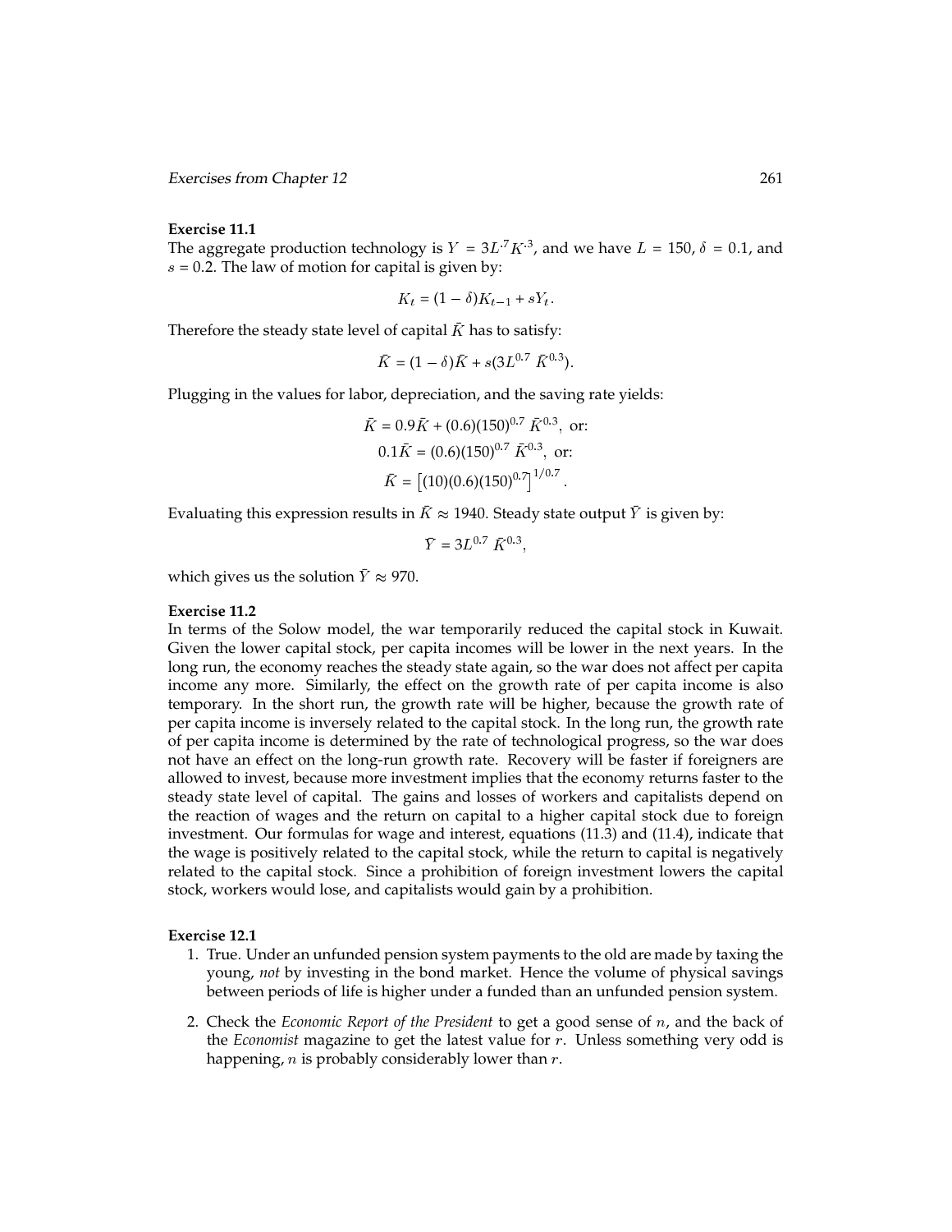**Exercise 11.1**

The aggregate production technology is $Y = 3L^{.7}K^{.3}$, and we have $L = 150$, $\delta = 0.1$, and $s = 0.2$. The law of motion for capital is given by:

$$K_t = (1 - \delta)K_{t-1} + sY_t.$$

Therefore the steady state level of capital $\bar{K}$ has to satisfy:

$$\bar{K} = (1 - \delta)\bar{K} + s(3L^{0.7}\ \bar{K}^{0.3}).$$

Plugging in the values for labor, depreciation, and the saving rate yields:

$$\bar{K} = 0.9\bar{K} + (0.6)(150)^{0.7}\ \bar{K}^{0.3}, \text{ or:}$$
$$0.1\bar{K} = (0.6)(150)^{0.7}\ \bar{K}^{0.3}, \text{ or:}$$
$$\bar{K} = \left[(10)(0.6)(150)^{0.7}\right]^{1/0.7}.$$

Evaluating this expression results in $\bar{K} \approx 1940$. Steady state output $\bar{Y}$ is given by:

$$\bar{Y} = 3L^{0.7}\ \bar{K}^{0.3},$$

which gives us the solution $\bar{Y} \approx 970$.

**Exercise 11.2**

In terms of the Solow model, the war temporarily reduced the capital stock in Kuwait. Given the lower capital stock, per capita incomes will be lower in the next years. In the long run, the economy reaches the steady state again, so the war does not affect per capita income any more. Similarly, the effect on the growth rate of per capita income is also temporary. In the short run, the growth rate will be higher, because the growth rate of per capita income is inversely related to the capital stock. In the long run, the growth rate of per capita income is determined by the rate of technological progress, so the war does not have an effect on the long-run growth rate. Recovery will be faster if foreigners are allowed to invest, because more investment implies that the economy returns faster to the steady state level of capital. The gains and losses of workers and capitalists depend on the reaction of wages and the return on capital to a higher capital stock due to foreign investment. Our formulas for wage and interest, equations (11.3) and (11.4), indicate that the wage is positively related to the capital stock, while the return to capital is negatively related to the capital stock. Since a prohibition of foreign investment lowers the capital stock, workers would lose, and capitalists would gain by a prohibition.

**Exercise 12.1**

1. True. Under an unfunded pension system payments to the old are made by taxing the young, *not* by investing in the bond market. Hence the volume of physical savings between periods of life is higher under a funded than an unfunded pension system.
2. Check the *Economic Report of the President* to get a good sense of $n$, and the back of the *Economist* magazine to get the latest value for $r$. Unless something very odd is happening, $n$ is probably considerably lower than $r$.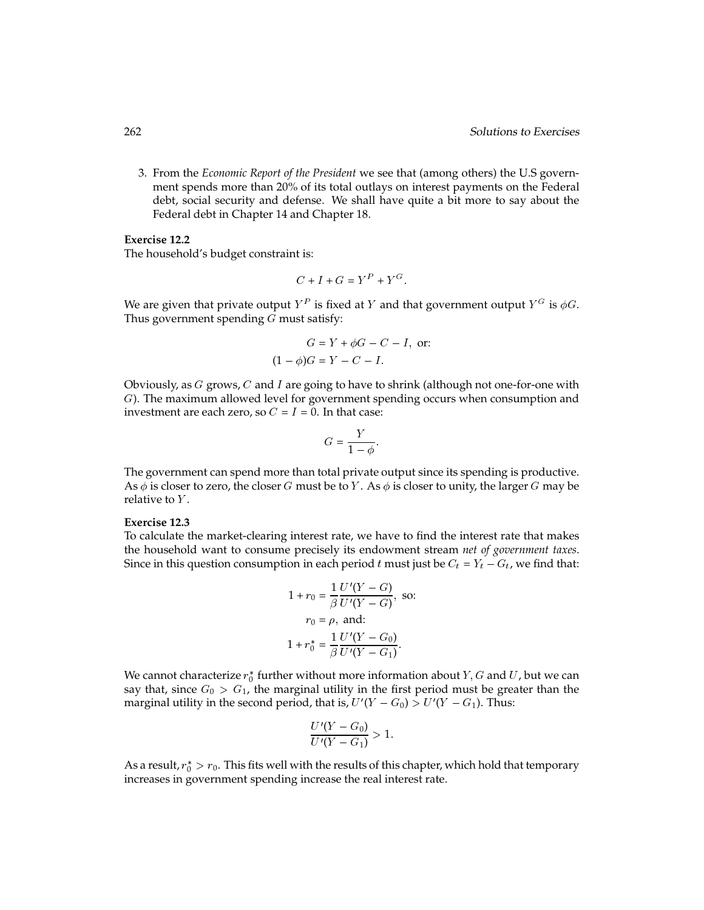3. From the *Economic Report of the President* we see that (among others) the U.S government spends more than 20% of its total outlays on interest payments on the Federal debt, social security and defense. We shall have quite a bit more to say about the Federal debt in Chapter 14 and Chapter 18.

**Exercise 12.2**
The household's budget constraint is:

$$C + I + G = Y^P + Y^G.$$

We are given that private output $Y^P$ is fixed at $Y$ and that government output $Y^G$ is $\phi G$. Thus government spending $G$ must satisfy:

$$G = Y + \phi G - C - I, \text{ or:}$$
$$(1 - \phi)G = Y - C - I.$$

Obviously, as $G$ grows, $C$ and $I$ are going to have to shrink (although not one-for-one with $G$). The maximum allowed level for government spending occurs when consumption and investment are each zero, so $C = I = 0$. In that case:

$$G = \frac{Y}{1 - \phi}.$$

The government can spend more than total private output since its spending is productive. As $\phi$ is closer to zero, the closer $G$ must be to $Y$. As $\phi$ is closer to unity, the larger $G$ may be relative to $Y$.

**Exercise 12.3**
To calculate the market-clearing interest rate, we have to find the interest rate that makes the household want to consume precisely its endowment stream *net of government taxes*. Since in this question consumption in each period $t$ must just be $C_t = Y_t - G_t$, we find that:

$$1 + r_0 = \frac{1}{\beta} \frac{U'(Y - G)}{U'(Y - G)}, \text{ so:}$$
$$r_0 = \rho, \text{ and:}$$
$$1 + r_0^* = \frac{1}{\beta} \frac{U'(Y - G_0)}{U'(Y - G_1)}.$$

We cannot characterize $r_0^*$ further without more information about $Y, G$ and $U$, but we can say that, since $G_0 > G_1$, the marginal utility in the first period must be greater than the marginal utility in the second period, that is, $U'(Y - G_0) > U'(Y - G_1)$. Thus:

$$\frac{U'(Y - G_0)}{U'(Y - G_1)} > 1.$$

As a result, $r_0^* > r_0$. This fits well with the results of this chapter, which hold that temporary increases in government spending increase the real interest rate.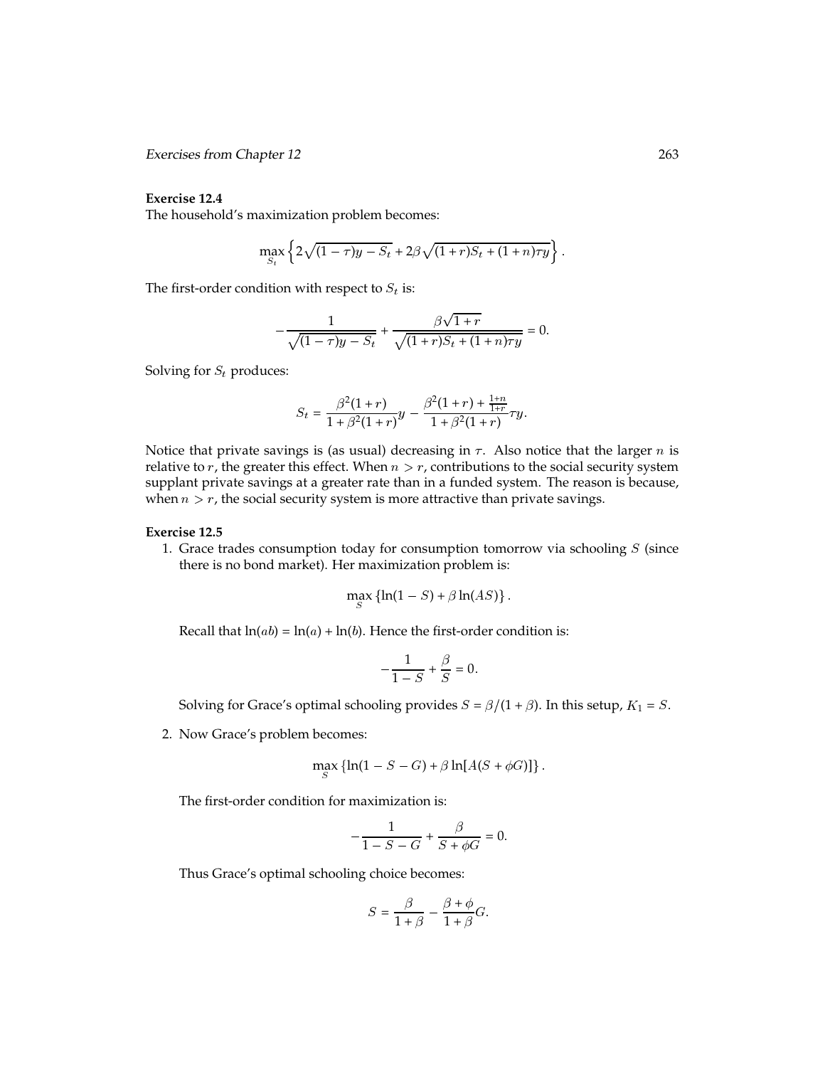**Exercise 12.4**

The household's maximization problem becomes:

$$\max_{S_t} \left\{ 2\sqrt{(1-\tau)y - S_t} + 2\beta\sqrt{(1+r)S_t + (1+n)\tau y} \right\}.$$

The first-order condition with respect to $S_t$ is:

$$-\frac{1}{\sqrt{(1-\tau)y - S_t}} + \frac{\beta\sqrt{1+r}}{\sqrt{(1+r)S_t + (1+n)\tau y}} = 0.$$

Solving for $S_t$ produces:

$$S_t = \frac{\beta^2(1+r)}{1+\beta^2(1+r)}y - \frac{\beta^2(1+r) + \frac{1+n}{1+r}}{1+\beta^2(1+r)}\tau y.$$

Notice that private savings is (as usual) decreasing in $\tau$. Also notice that the larger $n$ is relative to $r$, the greater this effect. When $n > r$, contributions to the social security system supplant private savings at a greater rate than in a funded system. The reason is because, when $n > r$, the social security system is more attractive than private savings.

**Exercise 12.5**

1. Grace trades consumption today for consumption tomorrow via schooling $S$ (since there is no bond market). Her maximization problem is:

$$\max_S \left\{ \ln(1-S) + \beta\ln(AS) \right\}.$$

   Recall that $\ln(ab) = \ln(a) + \ln(b)$. Hence the first-order condition is:

$$-\frac{1}{1-S} + \frac{\beta}{S} = 0.$$

   Solving for Grace's optimal schooling provides $S = \beta/(1+\beta)$. In this setup, $K_1 = S$.

2. Now Grace's problem becomes:

$$\max_S \left\{ \ln(1-S-G) + \beta\ln[A(S+\phi G)] \right\}.$$

   The first-order condition for maximization is:

$$-\frac{1}{1-S-G} + \frac{\beta}{S+\phi G} = 0.$$

   Thus Grace's optimal schooling choice becomes:

$$S = \frac{\beta}{1+\beta} - \frac{\beta+\phi}{1+\beta}G.$$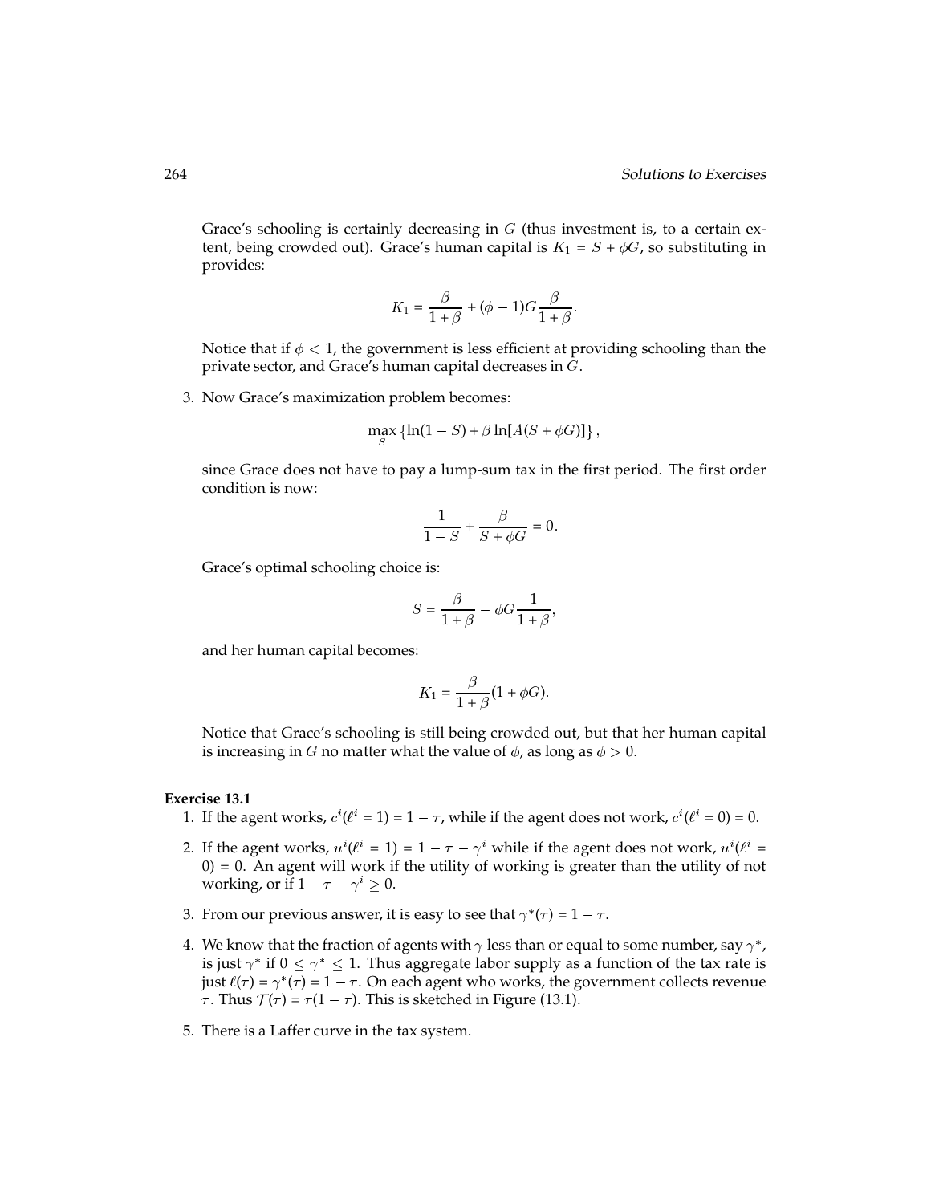Grace's schooling is certainly decreasing in $G$ (thus investment is, to a certain extent, being crowded out). Grace's human capital is $K_1 = S + \phi G$, so substituting in provides:

$$K_1 = \frac{\beta}{1+\beta} + (\phi - 1)G\frac{\beta}{1+\beta}.$$

Notice that if $\phi < 1$, the government is less efficient at providing schooling than the private sector, and Grace's human capital decreases in $G$.

3. Now Grace's maximization problem becomes:

$$\max_S \left\{ \ln(1 - S) + \beta \ln[A(S + \phi G)] \right\},$$

since Grace does not have to pay a lump-sum tax in the first period. The first order condition is now:

$$-\frac{1}{1-S} + \frac{\beta}{S + \phi G} = 0.$$

Grace's optimal schooling choice is:

$$S = \frac{\beta}{1+\beta} - \phi G \frac{1}{1+\beta},$$

and her human capital becomes:

$$K_1 = \frac{\beta}{1+\beta}(1 + \phi G).$$

Notice that Grace's schooling is still being crowded out, but that her human capital is increasing in $G$ no matter what the value of $\phi$, as long as $\phi > 0$.

**Exercise 13.1**

1. If the agent works, $c^i(\ell^i = 1) = 1 - \tau$, while if the agent does not work, $c^i(\ell^i = 0) = 0$.
2. If the agent works, $u^i(\ell^i = 1) = 1 - \tau - \gamma^i$ while if the agent does not work, $u^i(\ell^i = 0) = 0$. An agent will work if the utility of working is greater than the utility of not working, or if $1 - \tau - \gamma^i \geq 0$.
3. From our previous answer, it is easy to see that $\gamma^*(\tau) = 1 - \tau$.
4. We know that the fraction of agents with $\gamma$ less than or equal to some number, say $\gamma^*$, is just $\gamma^*$ if $0 \leq \gamma^* \leq 1$. Thus aggregate labor supply as a function of the tax rate is just $\ell(\tau) = \gamma^*(\tau) = 1 - \tau$. On each agent who works, the government collects revenue $\tau$. Thus $\mathcal{T}(\tau) = \tau(1 - \tau)$. This is sketched in Figure (13.1).
5. There is a Laffer curve in the tax system.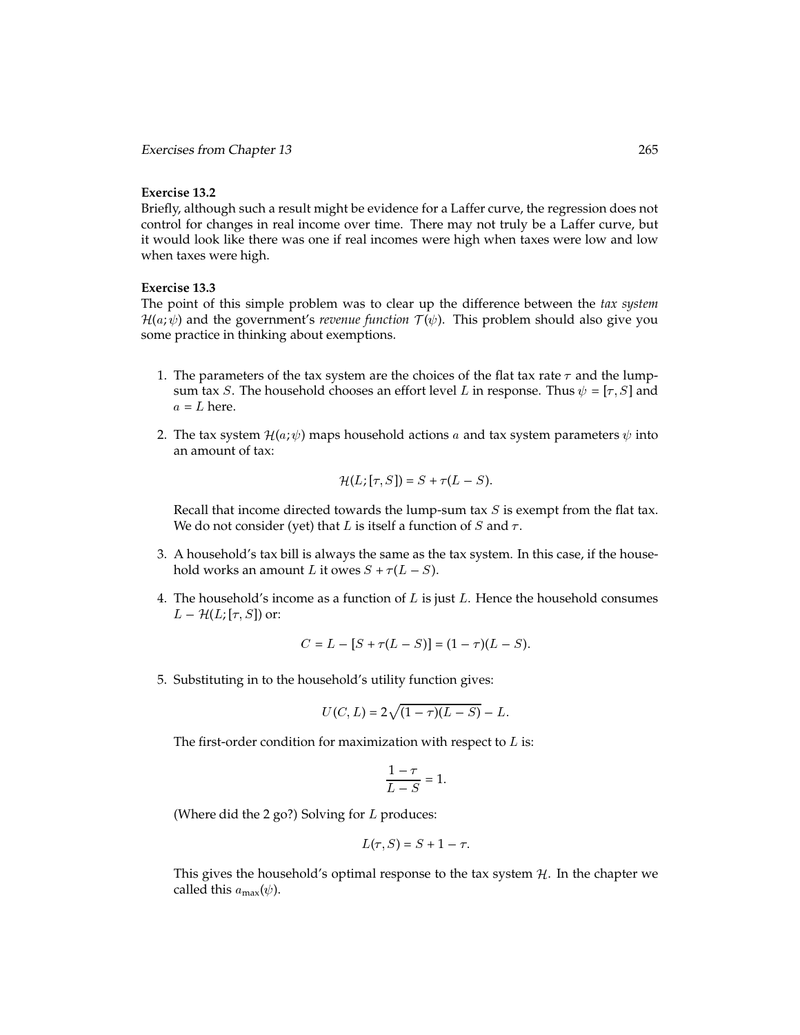**Exercise 13.2**

Briefly, although such a result might be evidence for a Laffer curve, the regression does not control for changes in real income over time. There may not truly be a Laffer curve, but it would look like there was one if real incomes were high when taxes were low and low when taxes were high.

**Exercise 13.3**

The point of this simple problem was to clear up the difference between the *tax system* $\mathcal{H}(a;\psi)$ and the government's *revenue function* $\mathcal{T}(\psi)$. This problem should also give you some practice in thinking about exemptions.

1. The parameters of the tax system are the choices of the flat tax rate $\tau$ and the lump-sum tax $S$. The household chooses an effort level $L$ in response. Thus $\psi = [\tau, S]$ and $a = L$ here.

2. The tax system $\mathcal{H}(a;\psi)$ maps household actions $a$ and tax system parameters $\psi$ into an amount of tax:

$$\mathcal{H}(L;[\tau, S]) = S + \tau(L - S).$$

Recall that income directed towards the lump-sum tax $S$ is exempt from the flat tax. We do not consider (yet) that $L$ is itself a function of $S$ and $\tau$.

3. A household's tax bill is always the same as the tax system. In this case, if the household works an amount $L$ it owes $S + \tau(L - S)$.

4. The household's income as a function of $L$ is just $L$. Hence the household consumes $L - \mathcal{H}(L;[\tau, S])$ or:

$$C = L - [S + \tau(L - S)] = (1 - \tau)(L - S).$$

5. Substituting in to the household's utility function gives:

$$U(C, L) = 2\sqrt{(1 - \tau)(L - S)} - L.$$

The first-order condition for maximization with respect to $L$ is:

$$\frac{1 - \tau}{L - S} = 1.$$

(Where did the 2 go?) Solving for $L$ produces:

$$L(\tau, S) = S + 1 - \tau.$$

This gives the household's optimal response to the tax system $\mathcal{H}$. In the chapter we called this $a_{\max}(\psi)$.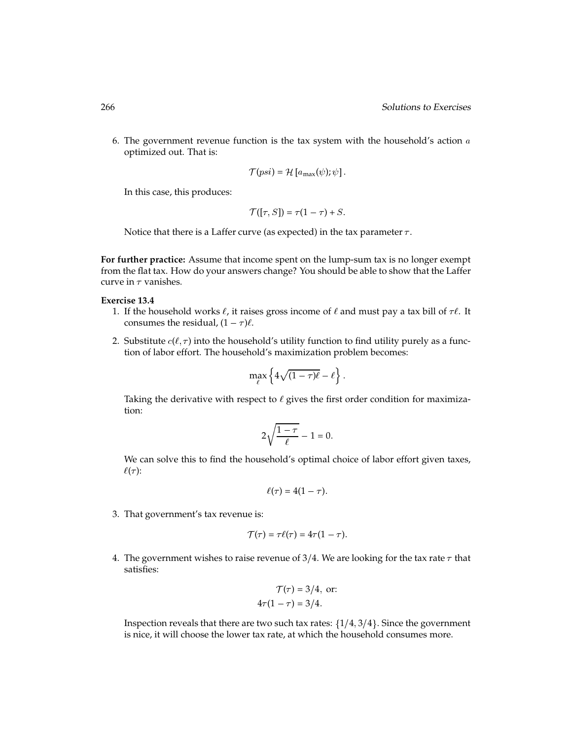6. The government revenue function is the tax system with the household's action $a$ optimized out. That is:

$$\mathcal{T}(psi) = \mathcal{H}\left[a_{\max}(\psi); \psi\right].$$

In this case, this produces:

$$\mathcal{T}([\tau, S]) = \tau(1-\tau) + S.$$

Notice that there is a Laffer curve (as expected) in the tax parameter $\tau$.

**For further practice:** Assume that income spent on the lump-sum tax is no longer exempt from the flat tax. How do your answers change? You should be able to show that the Laffer curve in $\tau$ vanishes.

**Exercise 13.4**

1. If the household works $\ell$, it raises gross income of $\ell$ and must pay a tax bill of $\tau\ell$. It consumes the residual, $(1-\tau)\ell$.

2. Substitute $c(\ell, \tau)$ into the household's utility function to find utility purely as a function of labor effort. The household's maximization problem becomes:

$$\max_{\ell}\left\{4\sqrt{(1-\tau)\ell} - \ell\right\}.$$

Taking the derivative with respect to $\ell$ gives the first order condition for maximization:

$$2\sqrt{\frac{1-\tau}{\ell}} - 1 = 0.$$

We can solve this to find the household's optimal choice of labor effort given taxes, $\ell(\tau)$:

$$\ell(\tau) = 4(1-\tau).$$

3. That government's tax revenue is:

$$\mathcal{T}(\tau) = \tau\ell(\tau) = 4\tau(1-\tau).$$

4. The government wishes to raise revenue of 3/4. We are looking for the tax rate $\tau$ that satisfies:

$$\begin{aligned} \mathcal{T}(\tau) &= 3/4, \text{ or:} \\ 4\tau(1-\tau) &= 3/4. \end{aligned}$$

Inspection reveals that there are two such tax rates: $\{1/4, 3/4\}$. Since the government is nice, it will choose the lower tax rate, at which the household consumes more.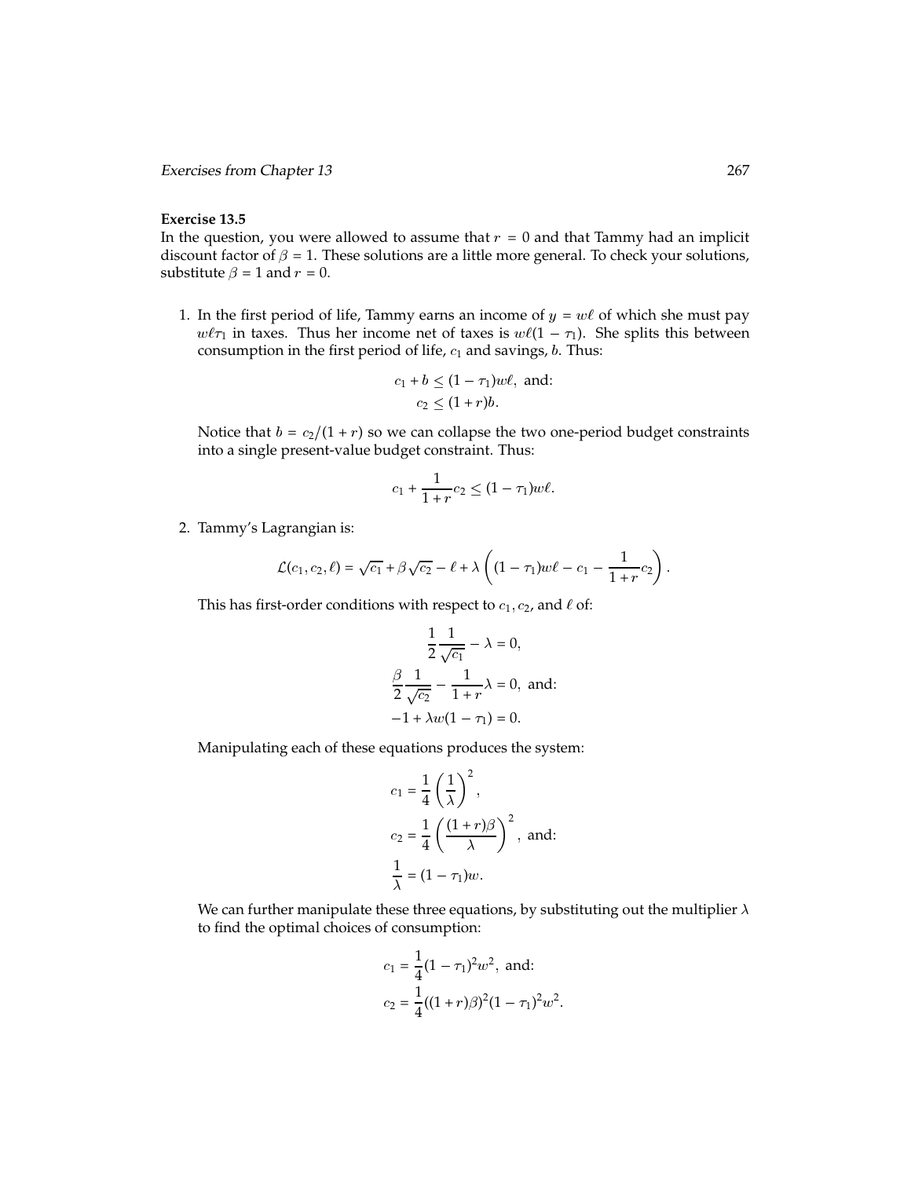### Exercise 13.5

In the question, you were allowed to assume that $r = 0$ and that Tammy had an implicit discount factor of $\beta = 1$. These solutions are a little more general. To check your solutions, substitute $\beta = 1$ and $r = 0$.

1. In the first period of life, Tammy earns an income of $y = w\ell$ of which she must pay $w\ell\tau_1$ in taxes. Thus her income net of taxes is $w\ell(1 - \tau_1)$. She splits this between consumption in the first period of life, $c_1$ and savings, $b$. Thus:

$$c_1 + b \leq (1 - \tau_1)w\ell, \text{ and:}$$
$$c_2 \leq (1 + r)b.$$

Notice that $b = c_2/(1 + r)$ so we can collapse the two one-period budget constraints into a single present-value budget constraint. Thus:

$$c_1 + \frac{1}{1+r}c_2 \leq (1 - \tau_1)w\ell.$$

2. Tammy's Lagrangian is:

$$\mathcal{L}(c_1, c_2, \ell) = \sqrt{c_1} + \beta\sqrt{c_2} - \ell + \lambda\left((1 - \tau_1)w\ell - c_1 - \frac{1}{1+r}c_2\right).$$

This has first-order conditions with respect to $c_1, c_2$, and $\ell$ of:

$$\frac{1}{2}\frac{1}{\sqrt{c_1}} - \lambda = 0,$$
$$\frac{\beta}{2}\frac{1}{\sqrt{c_2}} - \frac{1}{1+r}\lambda = 0, \text{ and:}$$
$$-1 + \lambda w(1 - \tau_1) = 0.$$

Manipulating each of these equations produces the system:

$$c_1 = \frac{1}{4}\left(\frac{1}{\lambda}\right)^2,$$
$$c_2 = \frac{1}{4}\left(\frac{(1+r)\beta}{\lambda}\right)^2, \text{ and:}$$
$$\frac{1}{\lambda} = (1 - \tau_1)w.$$

We can further manipulate these three equations, by substituting out the multiplier $\lambda$ to find the optimal choices of consumption:

$$c_1 = \frac{1}{4}(1 - \tau_1)^2 w^2, \text{ and:}$$
$$c_2 = \frac{1}{4}((1+r)\beta)^2(1 - \tau_1)^2 w^2.$$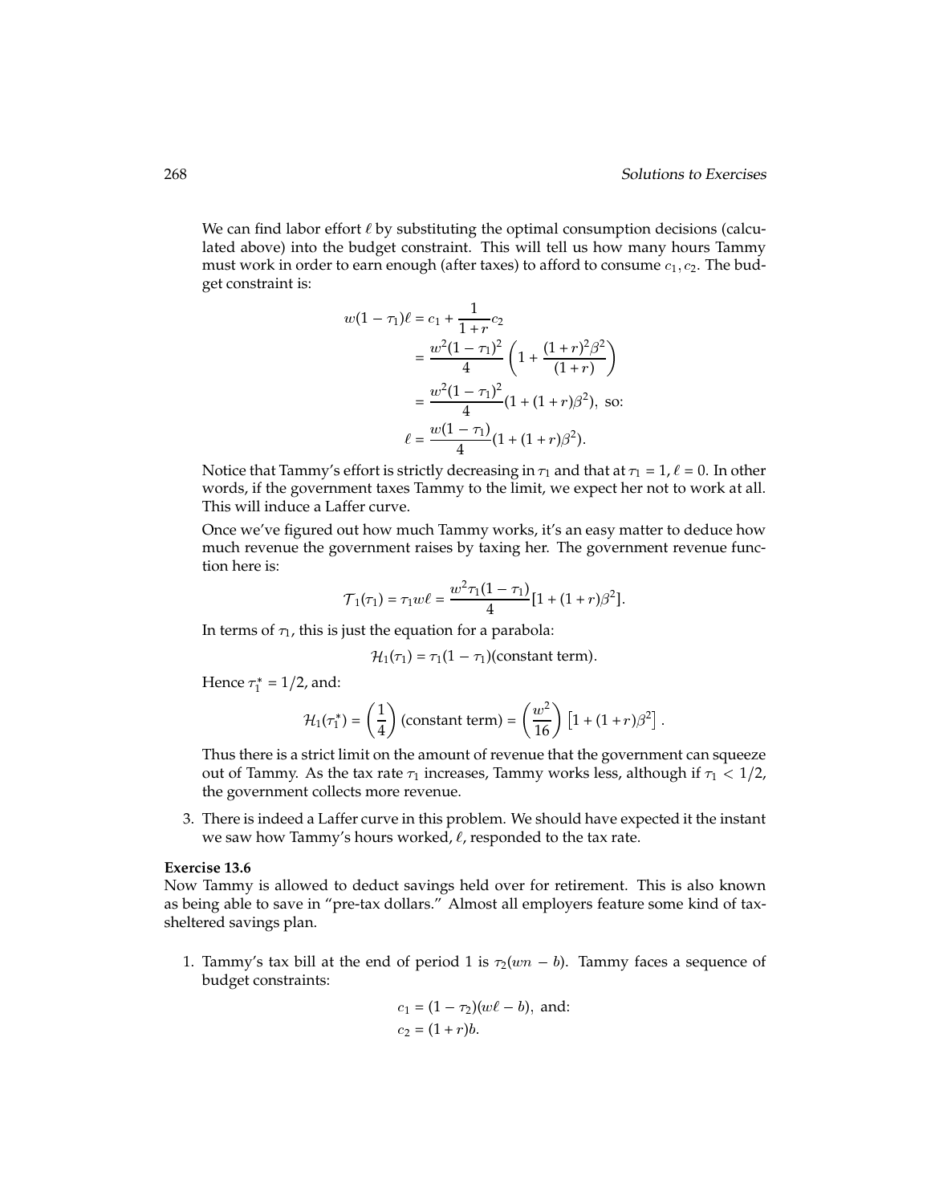We can find labor effort $\ell$ by substituting the optimal consumption decisions (calculated above) into the budget constraint. This will tell us how many hours Tammy must work in order to earn enough (after taxes) to afford to consume $c_1, c_2$. The budget constraint is:

$$
\begin{aligned}
w(1-\tau_1)\ell &= c_1 + \frac{1}{1+r}c_2 \\
&= \frac{w^2(1-\tau_1)^2}{4}\left(1 + \frac{(1+r)^2\beta^2}{(1+r)}\right) \\
&= \frac{w^2(1-\tau_1)^2}{4}(1+(1+r)\beta^2), \text{ so:} \\
\ell &= \frac{w(1-\tau_1)}{4}(1+(1+r)\beta^2).
\end{aligned}
$$

Notice that Tammy's effort is strictly decreasing in $\tau_1$ and that at $\tau_1 = 1$, $\ell = 0$. In other words, if the government taxes Tammy to the limit, we expect her not to work at all. This will induce a Laffer curve.

Once we've figured out how much Tammy works, it's an easy matter to deduce how much revenue the government raises by taxing her. The government revenue function here is:

$$
\mathcal{T}_1(\tau_1) = \tau_1 w\ell = \frac{w^2\tau_1(1-\tau_1)}{4}[1+(1+r)\beta^2].
$$

In terms of $\tau_1$, this is just the equation for a parabola:

$$
\mathcal{H}_1(\tau_1) = \tau_1(1-\tau_1)(\text{constant term}).
$$

Hence $\tau_1^* = 1/2$, and:

$$
\mathcal{H}_1(\tau_1^*) = \left(\frac{1}{4}\right)(\text{constant term}) = \left(\frac{w^2}{16}\right)\left[1+(1+r)\beta^2\right].
$$

Thus there is a strict limit on the amount of revenue that the government can squeeze out of Tammy. As the tax rate $\tau_1$ increases, Tammy works less, although if $\tau_1 < 1/2$, the government collects more revenue.

3. There is indeed a Laffer curve in this problem. We should have expected it the instant we saw how Tammy's hours worked, $\ell$, responded to the tax rate.

**Exercise 13.6**

Now Tammy is allowed to deduct savings held over for retirement. This is also known as being able to save in "pre-tax dollars." Almost all employers feature some kind of tax-sheltered savings plan.

1. Tammy's tax bill at the end of period 1 is $\tau_2(wn - b)$. Tammy faces a sequence of budget constraints:

$$
\begin{aligned}
c_1 &= (1-\tau_2)(w\ell - b), \text{ and:} \\
c_2 &= (1+r)b.
\end{aligned}
$$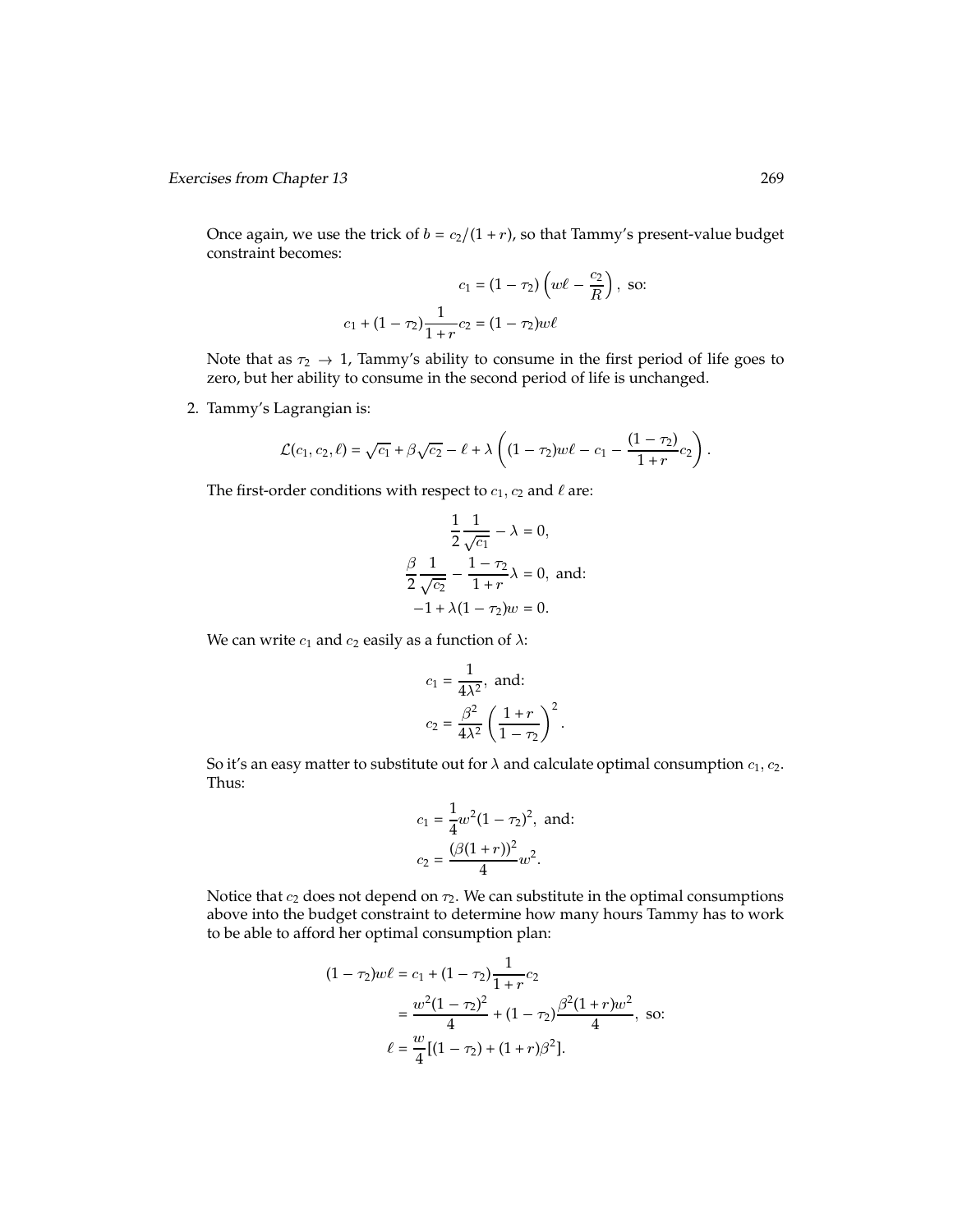Once again, we use the trick of $b = c_2/(1+r)$, so that Tammy's present-value budget constraint becomes:

$$c_1 = (1-\tau_2)\left(w\ell - \frac{c_2}{R}\right), \text{ so:}$$

$$c_1 + (1-\tau_2)\frac{1}{1+r}c_2 = (1-\tau_2)w\ell$$

Note that as $\tau_2 \to 1$, Tammy's ability to consume in the first period of life goes to zero, but her ability to consume in the second period of life is unchanged.

2. Tammy's Lagrangian is:

$$\mathcal{L}(c_1, c_2, \ell) = \sqrt{c_1} + \beta\sqrt{c_2} - \ell + \lambda\left((1-\tau_2)w\ell - c_1 - \frac{(1-\tau_2)}{1+r}c_2\right).$$

The first-order conditions with respect to $c_1$, $c_2$ and $\ell$ are:

$$\frac{1}{2}\frac{1}{\sqrt{c_1}} - \lambda = 0,$$

$$\frac{\beta}{2}\frac{1}{\sqrt{c_2}} - \frac{1-\tau_2}{1+r}\lambda = 0, \text{ and:}$$

$$-1 + \lambda(1-\tau_2)w = 0.$$

We can write $c_1$ and $c_2$ easily as a function of $\lambda$:

$$c_1 = \frac{1}{4\lambda^2}, \text{ and:}$$

$$c_2 = \frac{\beta^2}{4\lambda^2}\left(\frac{1+r}{1-\tau_2}\right)^2.$$

So it's an easy matter to substitute out for $\lambda$ and calculate optimal consumption $c_1, c_2$. Thus:

$$c_1 = \frac{1}{4}w^2(1-\tau_2)^2, \text{ and:}$$

$$c_2 = \frac{(\beta(1+r))^2}{4}w^2.$$

Notice that $c_2$ does not depend on $\tau_2$. We can substitute in the optimal consumptions above into the budget constraint to determine how many hours Tammy has to work to be able to afford her optimal consumption plan:

$$\begin{aligned}
(1-\tau_2)w\ell &= c_1 + (1-\tau_2)\frac{1}{1+r}c_2 \\
&= \frac{w^2(1-\tau_2)^2}{4} + (1-\tau_2)\frac{\beta^2(1+r)w^2}{4}, \text{ so:} \\
\ell &= \frac{w}{4}[(1-\tau_2) + (1+r)\beta^2].
\end{aligned}$$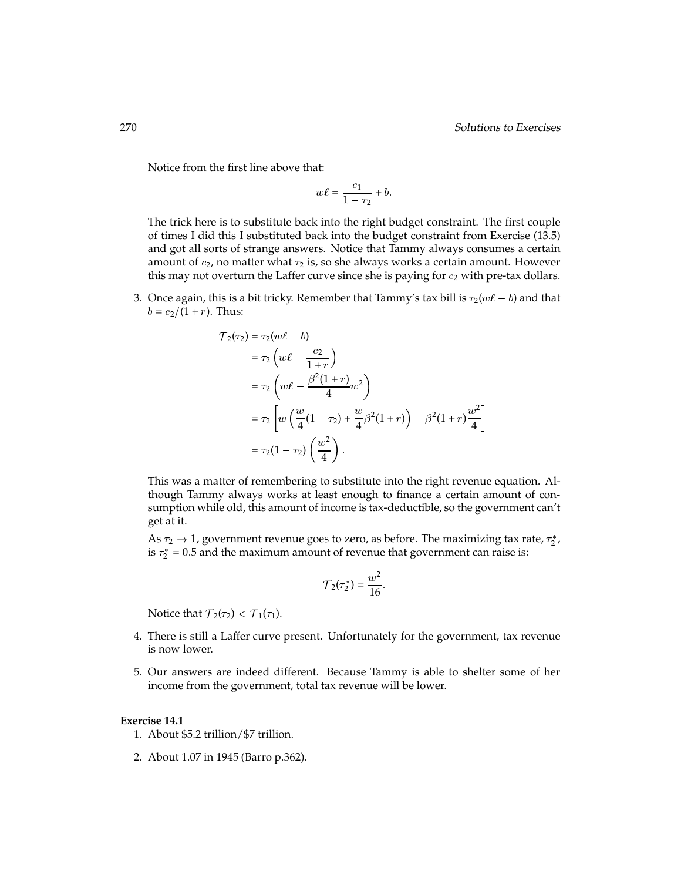Notice from the first line above that:

$$w\ell = \frac{c_1}{1 - \tau_2} + b.$$

The trick here is to substitute back into the right budget constraint. The first couple of times I did this I substituted back into the budget constraint from Exercise (13.5) and got all sorts of strange answers. Notice that Tammy always consumes a certain amount of $c_2$, no matter what $\tau_2$ is, so she always works a certain amount. However this may not overturn the Laffer curve since she is paying for $c_2$ with pre-tax dollars.

3. Once again, this is a bit tricky. Remember that Tammy's tax bill is $\tau_2(w\ell - b)$ and that $b = c_2/(1 + r)$. Thus:

$$\begin{aligned}
\mathcal{T}_2(\tau_2) &= \tau_2(w\ell - b) \\
&= \tau_2 \left( w\ell - \frac{c_2}{1 + r} \right) \\
&= \tau_2 \left( w\ell - \frac{\beta^2(1 + r)}{4} w^2 \right) \\
&= \tau_2 \left[ w \left( \frac{w}{4}(1 - \tau_2) + \frac{w}{4}\beta^2(1 + r) \right) - \beta^2(1 + r)\frac{w^2}{4} \right] \\
&= \tau_2(1 - \tau_2) \left( \frac{w^2}{4} \right).
\end{aligned}$$

This was a matter of remembering to substitute into the right revenue equation. Although Tammy always works at least enough to finance a certain amount of consumption while old, this amount of income is tax-deductible, so the government can't get at it.

As $\tau_2 \to 1$, government revenue goes to zero, as before. The maximizing tax rate, $\tau_2^*$, is $\tau_2^* = 0.5$ and the maximum amount of revenue that government can raise is:

$$\mathcal{T}_2(\tau_2^*) = \frac{w^2}{16}.$$

Notice that $\mathcal{T}_2(\tau_2) < \mathcal{T}_1(\tau_1)$.

4. There is still a Laffer curve present. Unfortunately for the government, tax revenue is now lower.

5. Our answers are indeed different. Because Tammy is able to shelter some of her income from the government, total tax revenue will be lower.

**Exercise 14.1**

1. About \$5.2 trillion/\$7 trillion.

2. About 1.07 in 1945 (Barro p.362).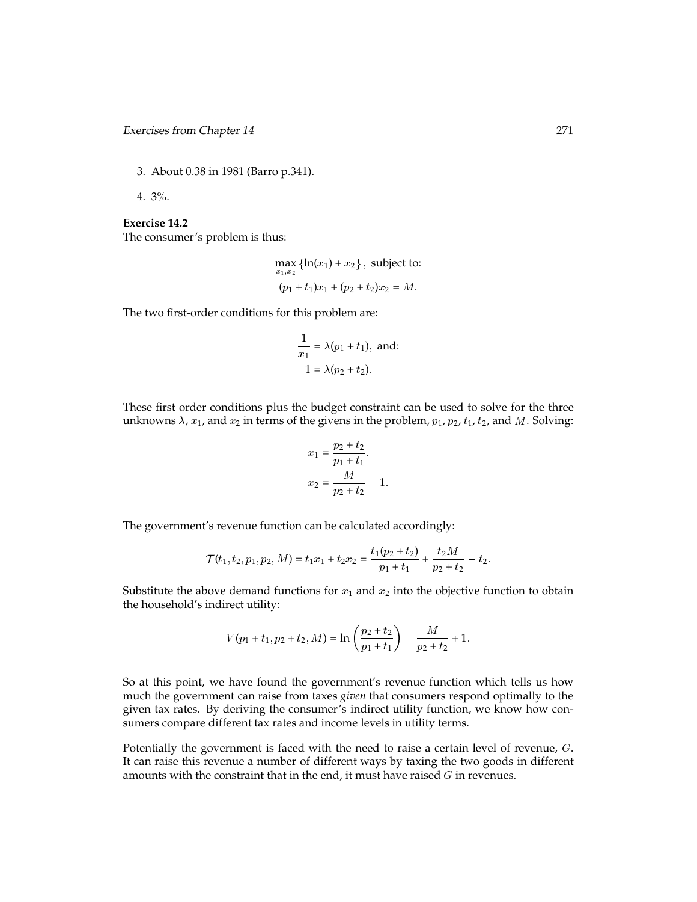3. About 0.38 in 1981 (Barro p.341).

4. 3%.

**Exercise 14.2**
The consumer's problem is thus:

$$\max_{x_1,x_2} \{\ln(x_1) + x_2\}, \text{ subject to:}$$
$$(p_1 + t_1)x_1 + (p_2 + t_2)x_2 = M.$$

The two first-order conditions for this problem are:

$$\frac{1}{x_1} = \lambda(p_1 + t_1), \text{ and:}$$
$$1 = \lambda(p_2 + t_2).$$

These first order conditions plus the budget constraint can be used to solve for the three unknowns $\lambda$, $x_1$, and $x_2$ in terms of the givens in the problem, $p_1$, $p_2$, $t_1$, $t_2$, and $M$. Solving:

$$x_1 = \frac{p_2 + t_2}{p_1 + t_1}.$$
$$x_2 = \frac{M}{p_2 + t_2} - 1.$$

The government's revenue function can be calculated accordingly:

$$\mathcal{T}(t_1, t_2, p_1, p_2, M) = t_1 x_1 + t_2 x_2 = \frac{t_1(p_2 + t_2)}{p_1 + t_1} + \frac{t_2 M}{p_2 + t_2} - t_2.$$

Substitute the above demand functions for $x_1$ and $x_2$ into the objective function to obtain the household's indirect utility:

$$V(p_1 + t_1, p_2 + t_2, M) = \ln\left(\frac{p_2 + t_2}{p_1 + t_1}\right) - \frac{M}{p_2 + t_2} + 1.$$

So at this point, we have found the government's revenue function which tells us how much the government can raise from taxes *given* that consumers respond optimally to the given tax rates. By deriving the consumer's indirect utility function, we know how consumers compare different tax rates and income levels in utility terms.

Potentially the government is faced with the need to raise a certain level of revenue, $G$. It can raise this revenue a number of different ways by taxing the two goods in different amounts with the constraint that in the end, it must have raised $G$ in revenues.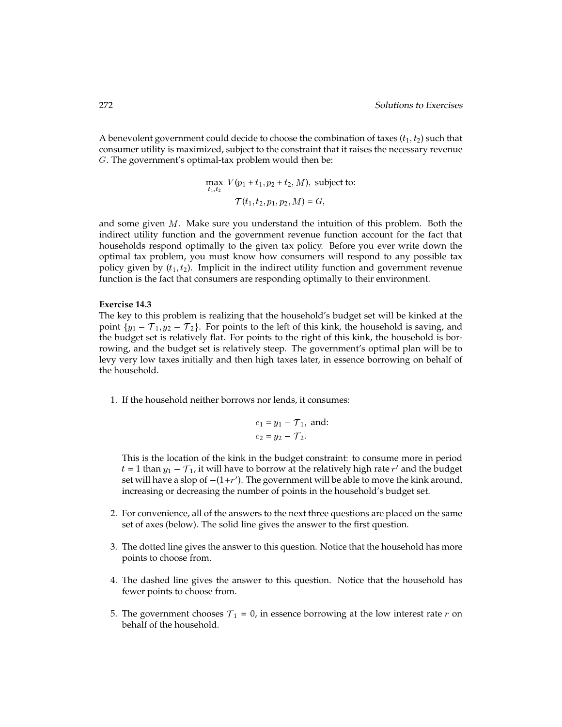A benevolent government could decide to choose the combination of taxes $(t_1, t_2)$ such that consumer utility is maximized, subject to the constraint that it raises the necessary revenue $G$. The government's optimal-tax problem would then be:

$$\max_{t_1, t_2} V(p_1 + t_1, p_2 + t_2, M), \text{ subject to:}$$
$$\mathcal{T}(t_1, t_2, p_1, p_2, M) = G,$$

and some given $M$. Make sure you understand the intuition of this problem. Both the indirect utility function and the government revenue function account for the fact that households respond optimally to the given tax policy. Before you ever write down the optimal tax problem, you must know how consumers will respond to any possible tax policy given by $(t_1, t_2)$. Implicit in the indirect utility function and government revenue function is the fact that consumers are responding optimally to their environment.

**Exercise 14.3**

The key to this problem is realizing that the household's budget set will be kinked at the point $\{y_1 - \mathcal{T}_1, y_2 - \mathcal{T}_2\}$. For points to the left of this kink, the household is saving, and the budget set is relatively flat. For points to the right of this kink, the household is borrowing, and the budget set is relatively steep. The government's optimal plan will be to levy very low taxes initially and then high taxes later, in essence borrowing on behalf of the household.

1. If the household neither borrows nor lends, it consumes:

   $$c_1 = y_1 - \mathcal{T}_1, \text{ and:}$$
   $$c_2 = y_2 - \mathcal{T}_2.$$

   This is the location of the kink in the budget constraint: to consume more in period $t = 1$ than $y_1 - \mathcal{T}_1$, it will have to borrow at the relatively high rate $r'$ and the budget set will have a slop of $-(1+r')$. The government will be able to move the kink around, increasing or decreasing the number of points in the household's budget set.

2. For convenience, all of the answers to the next three questions are placed on the same set of axes (below). The solid line gives the answer to the first question.

3. The dotted line gives the answer to this question. Notice that the household has more points to choose from.

4. The dashed line gives the answer to this question. Notice that the household has fewer points to choose from.

5. The government chooses $\mathcal{T}_1 = 0$, in essence borrowing at the low interest rate $r$ on behalf of the household.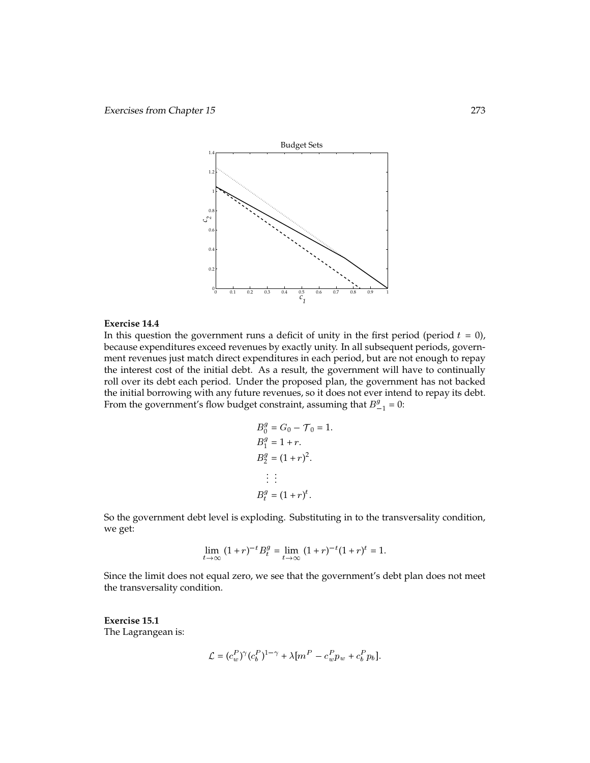**Exercise 14.4**
In this question the government runs a deficit of unity in the first period (period $t = 0$), because expenditures exceed revenues by exactly unity. In all subsequent periods, government revenues just match direct expenditures in each period, but are not enough to repay the interest cost of the initial debt. As a result, the government will have to continually roll over its debt each period. Under the proposed plan, the government has not backed the initial borrowing with any future revenues, so it does not ever intend to repay its debt. From the government's flow budget constraint, assuming that $B^g_{-1} = 0$:

$$
\begin{aligned}
B^g_0 &= G_0 - \mathcal{T}_0 = 1. \\
B^g_1 &= 1 + r. \\
B^g_2 &= (1 + r)^2. \\
&\vdots \\
B^g_t &= (1 + r)^t.
\end{aligned}
$$

So the government debt level is exploding. Substituting in to the transversality condition, we get:

$$
\lim_{t \to \infty} (1 + r)^{-t} B^g_t = \lim_{t \to \infty} (1 + r)^{-t} (1 + r)^t = 1.
$$

Since the limit does not equal zero, we see that the government's debt plan does not meet the transversality condition.

**Exercise 15.1**
The Lagrangean is:

$$
\mathcal{L} = (c^P_w)^\gamma (c^P_b)^{1-\gamma} + \lambda[m^P - c^P_w p_w + c^P_b p_b].
$$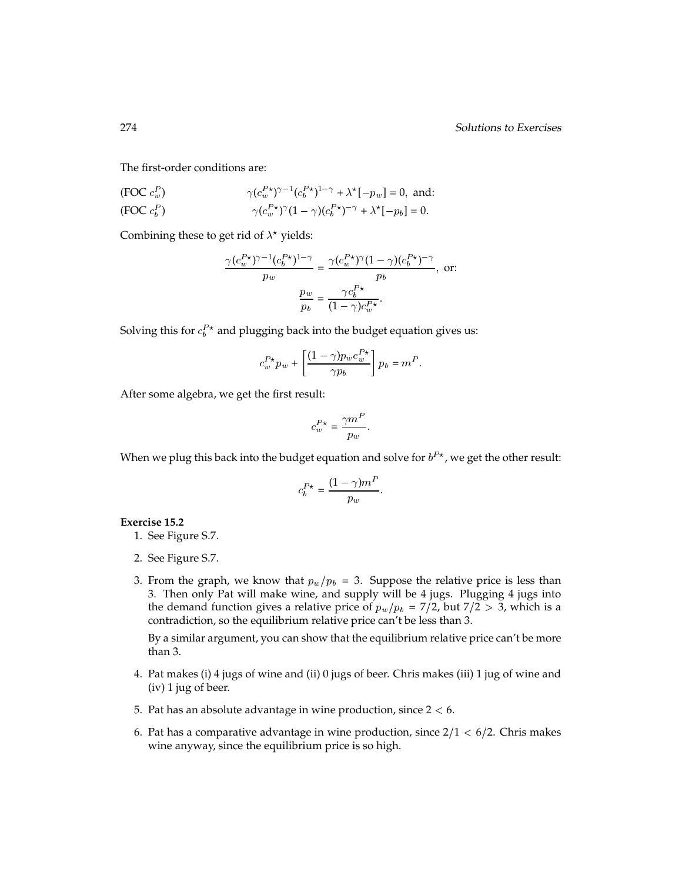The first-order conditions are:

$$\text{(FOC } c_w^P\text{)} \qquad \gamma(c_w^{P\star})^{\gamma-1}(c_b^{P\star})^{1-\gamma} + \lambda^\star[-p_w] = 0, \text{ and:}$$

$$\text{(FOC } c_b^P\text{)} \qquad \gamma(c_w^{P\star})^{\gamma}(1-\gamma)(c_b^{P\star})^{-\gamma} + \lambda^\star[-p_b] = 0.$$

Combining these to get rid of $\lambda^\star$ yields:

$$\frac{\gamma(c_w^{P\star})^{\gamma-1}(c_b^{P\star})^{1-\gamma}}{p_w} = \frac{\gamma(c_w^{P\star})^{\gamma}(1-\gamma)(c_b^{P\star})^{-\gamma}}{p_b}, \text{ or:}$$

$$\frac{p_w}{p_b} = \frac{\gamma c_b^{P\star}}{(1-\gamma)c_w^{P\star}}.$$

Solving this for $c_b^{P\star}$ and plugging back into the budget equation gives us:

$$c_w^{P\star} p_w + \left[\frac{(1-\gamma)p_w c_w^{P\star}}{\gamma p_b}\right] p_b = m^P.$$

After some algebra, we get the first result:

$$c_w^{P\star} = \frac{\gamma m^P}{p_w}.$$

When we plug this back into the budget equation and solve for $b^{P\star}$, we get the other result:

$$c_b^{P\star} = \frac{(1-\gamma)m^P}{p_w}.$$

**Exercise 15.2**

1. See Figure S.7.
2. See Figure S.7.
3. From the graph, we know that $p_w/p_b = 3$. Suppose the relative price is less than 3. Then only Pat will make wine, and supply will be 4 jugs. Plugging 4 jugs into the demand function gives a relative price of $p_w/p_b = 7/2$, but $7/2 > 3$, which is a contradiction, so the equilibrium relative price can't be less than 3.

   By a similar argument, you can show that the equilibrium relative price can't be more than 3.
4. Pat makes (i) 4 jugs of wine and (ii) 0 jugs of beer. Chris makes (iii) 1 jug of wine and (iv) 1 jug of beer.
5. Pat has an absolute advantage in wine production, since $2 < 6$.
6. Pat has a comparative advantage in wine production, since $2/1 < 6/2$. Chris makes wine anyway, since the equilibrium price is so high.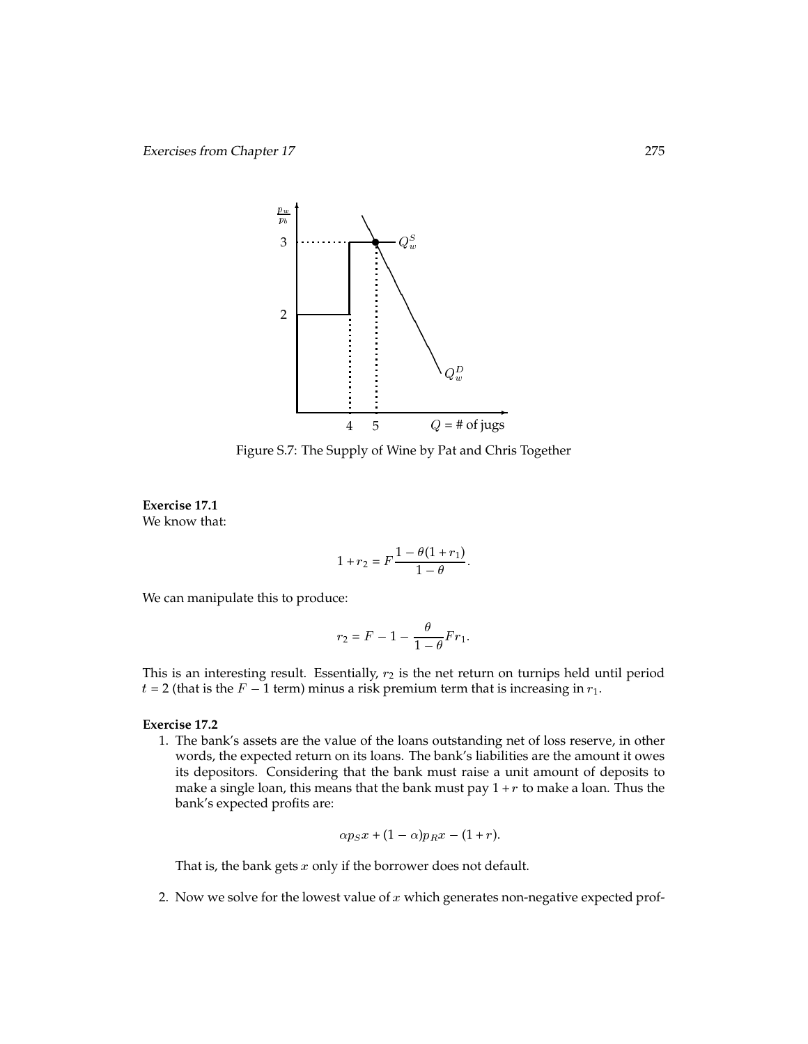Figure S.7: The Supply of Wine by Pat and Chris Together

**Exercise 17.1**

We know that:

$$1 + r_2 = F\frac{1 - \theta(1 + r_1)}{1 - \theta}.$$

We can manipulate this to produce:

$$r_2 = F - 1 - \frac{\theta}{1 - \theta}Fr_1.$$

This is an interesting result. Essentially, $r_2$ is the net return on turnips held until period $t = 2$ (that is the $F - 1$ term) minus a risk premium term that is increasing in $r_1$.

**Exercise 17.2**

1. The bank's assets are the value of the loans outstanding net of loss reserve, in other words, the expected return on its loans. The bank's liabilities are the amount it owes its depositors. Considering that the bank must raise a unit amount of deposits to make a single loan, this means that the bank must pay $1 + r$ to make a loan. Thus the bank's expected profits are:

$$\alpha p_S x + (1 - \alpha)p_R x - (1 + r).$$

   That is, the bank gets $x$ only if the borrower does not default.

2. Now we solve for the lowest value of $x$ which generates non-negative expected prof-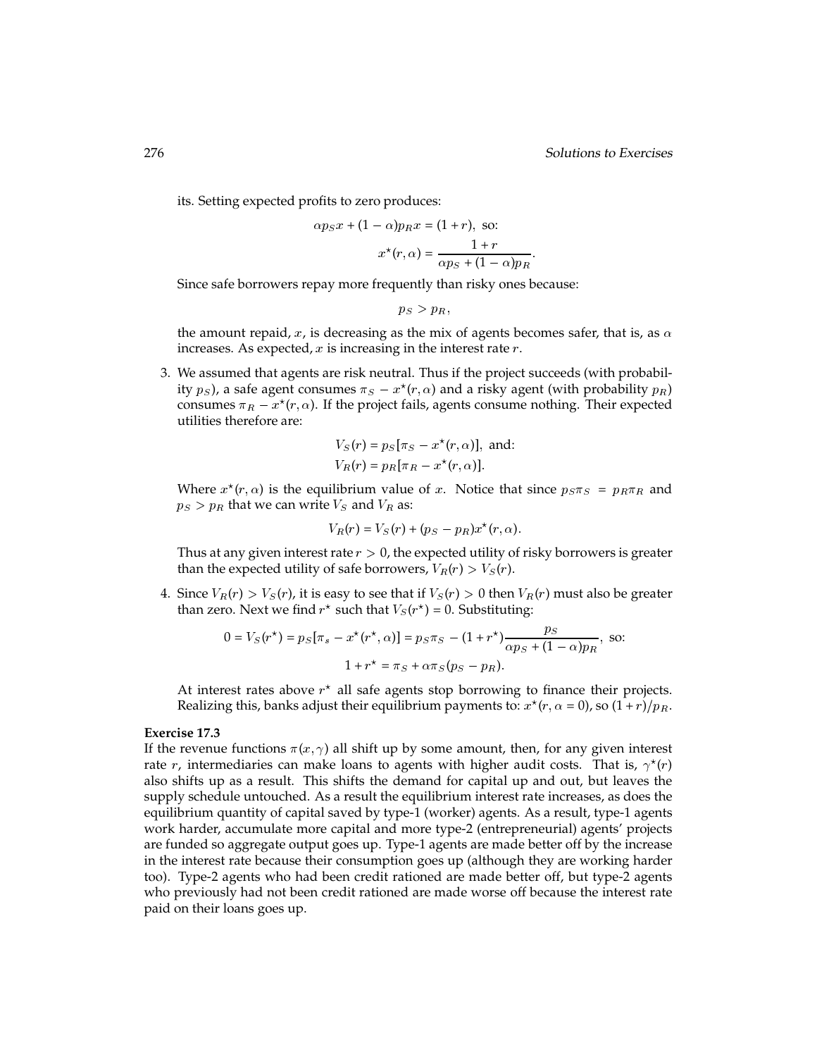its. Setting expected profits to zero produces:

$$\alpha p_S x + (1-\alpha) p_R x = (1+r), \text{ so:}$$

$$x^\star(r,\alpha) = \frac{1+r}{\alpha p_S + (1-\alpha)p_R}.$$

Since safe borrowers repay more frequently than risky ones because:

$$p_S > p_R,$$

the amount repaid, $x$, is decreasing as the mix of agents becomes safer, that is, as $\alpha$ increases. As expected, $x$ is increasing in the interest rate $r$.

3. We assumed that agents are risk neutral. Thus if the project succeeds (with probability $p_S$), a safe agent consumes $\pi_S - x^\star(r,\alpha)$ and a risky agent (with probability $p_R$) consumes $\pi_R - x^\star(r,\alpha)$. If the project fails, agents consume nothing. Their expected utilities therefore are:

$$V_S(r) = p_S[\pi_S - x^\star(r,\alpha)], \text{ and:}$$
$$V_R(r) = p_R[\pi_R - x^\star(r,\alpha)].$$

Where $x^\star(r,\alpha)$ is the equilibrium value of $x$. Notice that since $p_S\pi_S = p_R\pi_R$ and $p_S > p_R$ that we can write $V_S$ and $V_R$ as:

$$V_R(r) = V_S(r) + (p_S - p_R)x^\star(r,\alpha).$$

Thus at any given interest rate $r > 0$, the expected utility of risky borrowers is greater than the expected utility of safe borrowers, $V_R(r) > V_S(r)$.

4. Since $V_R(r) > V_S(r)$, it is easy to see that if $V_S(r) > 0$ then $V_R(r)$ must also be greater than zero. Next we find $r^\star$ such that $V_S(r^\star) = 0$. Substituting:

$$0 = V_S(r^\star) = p_S[\pi_s - x^\star(r^\star,\alpha)] = p_S\pi_S - (1+r^\star)\frac{p_S}{\alpha p_S + (1-\alpha)p_R}, \text{ so:}$$

$$1 + r^\star = \pi_S + \alpha\pi_S(p_S - p_R).$$

At interest rates above $r^\star$ all safe agents stop borrowing to finance their projects. Realizing this, banks adjust their equilibrium payments to: $x^\star(r,\alpha=0)$, so $(1+r)/p_R$.

**Exercise 17.3**

If the revenue functions $\pi(x,\gamma)$ all shift up by some amount, then, for any given interest rate $r$, intermediaries can make loans to agents with higher audit costs. That is, $\gamma^\star(r)$ also shifts up as a result. This shifts the demand for capital up and out, but leaves the supply schedule untouched. As a result the equilibrium interest rate increases, as does the equilibrium quantity of capital saved by type-1 (worker) agents. As a result, type-1 agents work harder, accumulate more capital and more type-2 (entrepreneurial) agents' projects are funded so aggregate output goes up. Type-1 agents are made better off by the increase in the interest rate because their consumption goes up (although they are working harder too). Type-2 agents who had been credit rationed are made better off, but type-2 agents who previously had not been credit rationed are made worse off because the interest rate paid on their loans goes up.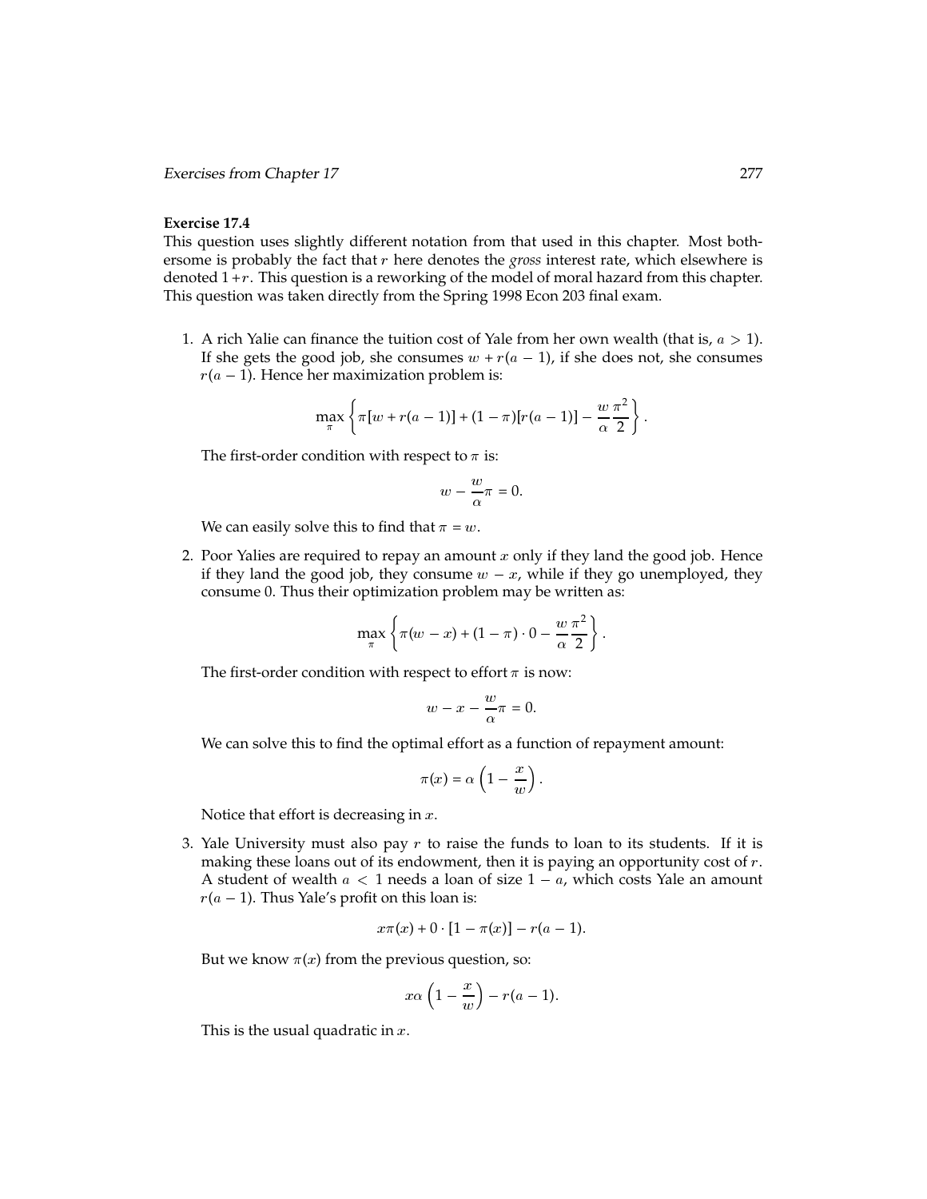**Exercise 17.4**

This question uses slightly different notation from that used in this chapter. Most bothersome is probably the fact that $r$ here denotes the *gross* interest rate, which elsewhere is denoted $1 + r$. This question is a reworking of the model of moral hazard from this chapter. This question was taken directly from the Spring 1998 Econ 203 final exam.

1. A rich Yalie can finance the tuition cost of Yale from her own wealth (that is, $a > 1$). If she gets the good job, she consumes $w + r(a-1)$, if she does not, she consumes $r(a-1)$. Hence her maximization problem is:

$$\max_{\pi} \left\{ \pi[w + r(a-1)] + (1-\pi)[r(a-1)] - \frac{w}{\alpha}\frac{\pi^2}{2} \right\}.$$

The first-order condition with respect to $\pi$ is:

$$w - \frac{w}{\alpha}\pi = 0.$$

We can easily solve this to find that $\pi = w$.

2. Poor Yalies are required to repay an amount $x$ only if they land the good job. Hence if they land the good job, they consume $w - x$, while if they go unemployed, they consume 0. Thus their optimization problem may be written as:

$$\max_{\pi} \left\{ \pi(w - x) + (1-\pi)\cdot 0 - \frac{w}{\alpha}\frac{\pi^2}{2} \right\}.$$

The first-order condition with respect to effort $\pi$ is now:

$$w - x - \frac{w}{\alpha}\pi = 0.$$

We can solve this to find the optimal effort as a function of repayment amount:

$$\pi(x) = \alpha\left(1 - \frac{x}{w}\right).$$

Notice that effort is decreasing in $x$.

3. Yale University must also pay $r$ to raise the funds to loan to its students. If it is making these loans out of its endowment, then it is paying an opportunity cost of $r$. A student of wealth $a < 1$ needs a loan of size $1 - a$, which costs Yale an amount $r(a-1)$. Thus Yale's profit on this loan is:

$$x\pi(x) + 0 \cdot [1 - \pi(x)] - r(a-1).$$

But we know $\pi(x)$ from the previous question, so:

$$x\alpha\left(1 - \frac{x}{w}\right) - r(a-1).$$

This is the usual quadratic in $x$.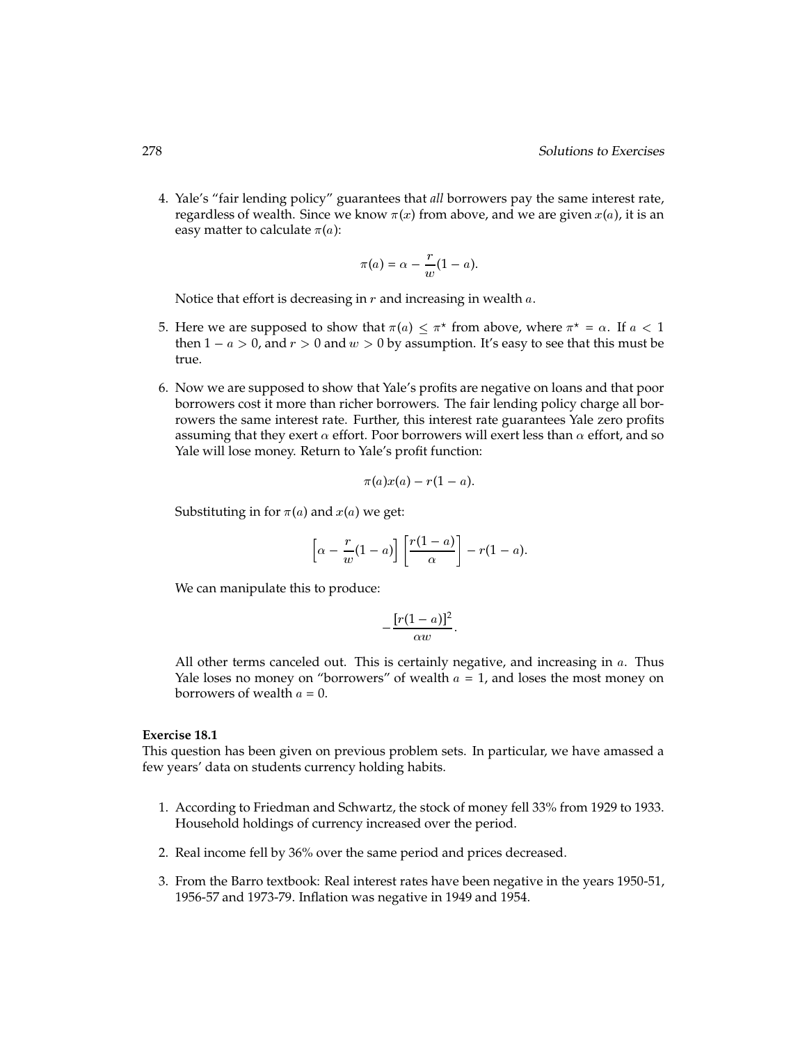4. Yale's "fair lending policy" guarantees that *all* borrowers pay the same interest rate, regardless of wealth. Since we know $\pi(x)$ from above, and we are given $x(a)$, it is an easy matter to calculate $\pi(a)$:

$$\pi(a) = \alpha - \frac{r}{w}(1 - a).$$

Notice that effort is decreasing in $r$ and increasing in wealth $a$.

5. Here we are supposed to show that $\pi(a) \leq \pi^\star$ from above, where $\pi^\star = \alpha$. If $a < 1$ then $1 - a > 0$, and $r > 0$ and $w > 0$ by assumption. It's easy to see that this must be true.

6. Now we are supposed to show that Yale's profits are negative on loans and that poor borrowers cost it more than richer borrowers. The fair lending policy charge all borrowers the same interest rate. Further, this interest rate guarantees Yale zero profits assuming that they exert $\alpha$ effort. Poor borrowers will exert less than $\alpha$ effort, and so Yale will lose money. Return to Yale's profit function:

$$\pi(a)x(a) - r(1 - a).$$

Substituting in for $\pi(a)$ and $x(a)$ we get:

$$\left[\alpha - \frac{r}{w}(1 - a)\right]\left[\frac{r(1 - a)}{\alpha}\right] - r(1 - a).$$

We can manipulate this to produce:

$$-\frac{[r(1 - a)]^2}{\alpha w}.$$

All other terms canceled out. This is certainly negative, and increasing in $a$. Thus Yale loses no money on "borrowers" of wealth $a = 1$, and loses the most money on borrowers of wealth $a = 0$.

**Exercise 18.1**

This question has been given on previous problem sets. In particular, we have amassed a few years' data on students currency holding habits.

1. According to Friedman and Schwartz, the stock of money fell 33% from 1929 to 1933. Household holdings of currency increased over the period.

2. Real income fell by 36% over the same period and prices decreased.

3. From the Barro textbook: Real interest rates have been negative in the years 1950-51, 1956-57 and 1973-79. Inflation was negative in 1949 and 1954.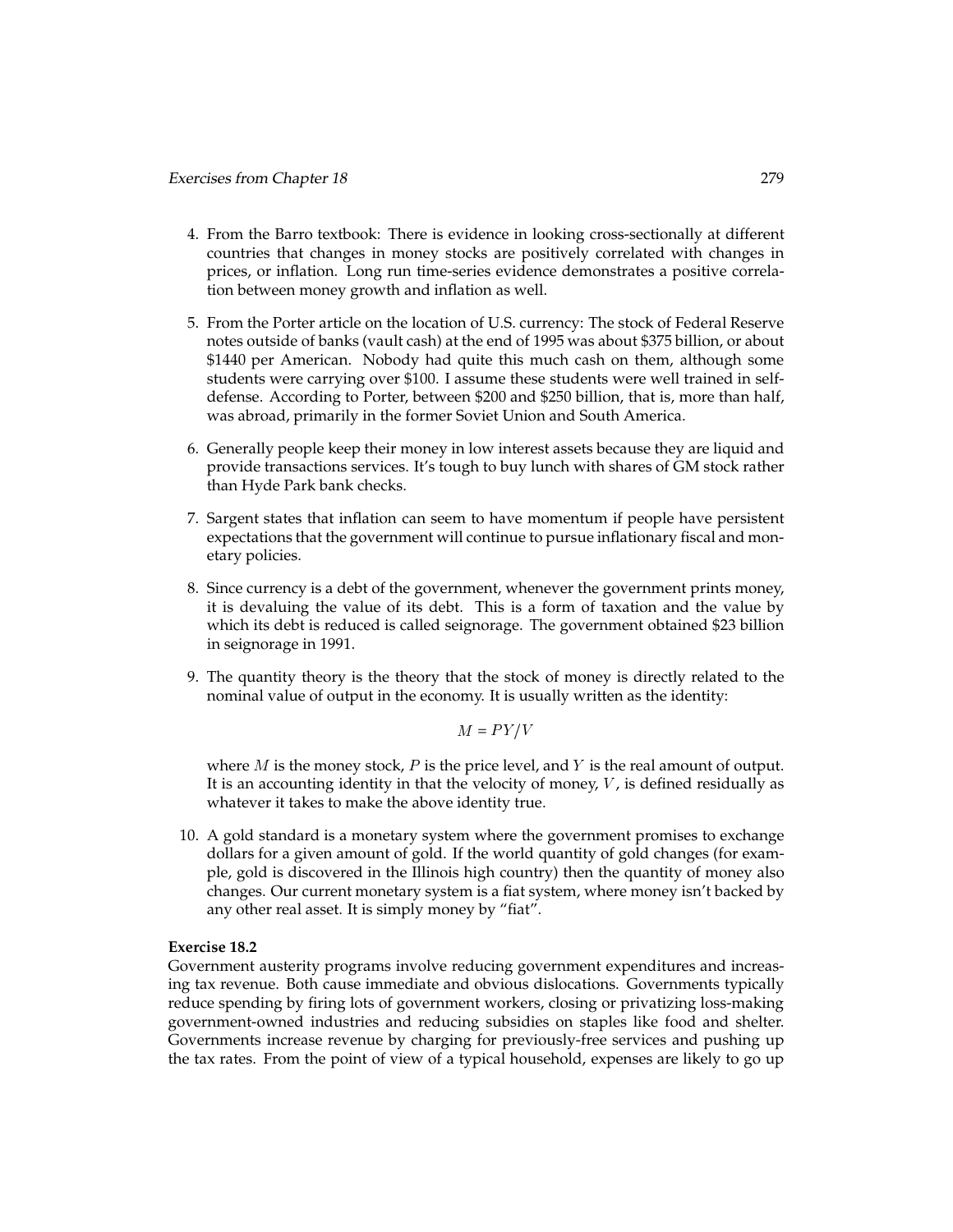4. From the Barro textbook: There is evidence in looking cross-sectionally at different countries that changes in money stocks are positively correlated with changes in prices, or inflation. Long run time-series evidence demonstrates a positive correlation between money growth and inflation as well.

5. From the Porter article on the location of U.S. currency: The stock of Federal Reserve notes outside of banks (vault cash) at the end of 1995 was about $375 billion, or about $1440 per American. Nobody had quite this much cash on them, although some students were carrying over $100. I assume these students were well trained in self-defense. According to Porter, between $200 and $250 billion, that is, more than half, was abroad, primarily in the former Soviet Union and South America.

6. Generally people keep their money in low interest assets because they are liquid and provide transactions services. It's tough to buy lunch with shares of GM stock rather than Hyde Park bank checks.

7. Sargent states that inflation can seem to have momentum if people have persistent expectations that the government will continue to pursue inflationary fiscal and monetary policies.

8. Since currency is a debt of the government, whenever the government prints money, it is devaluing the value of its debt. This is a form of taxation and the value by which its debt is reduced is called seignorage. The government obtained $23 billion in seignorage in 1991.

9. The quantity theory is the theory that the stock of money is directly related to the nominal value of output in the economy. It is usually written as the identity:

$$M = PY/V$$

where $M$ is the money stock, $P$ is the price level, and $Y$ is the real amount of output. It is an accounting identity in that the velocity of money, $V$, is defined residually as whatever it takes to make the above identity true.

10. A gold standard is a monetary system where the government promises to exchange dollars for a given amount of gold. If the world quantity of gold changes (for example, gold is discovered in the Illinois high country) then the quantity of money also changes. Our current monetary system is a fiat system, where money isn't backed by any other real asset. It is simply money by "fiat".

**Exercise 18.2**

Government austerity programs involve reducing government expenditures and increasing tax revenue. Both cause immediate and obvious dislocations. Governments typically reduce spending by firing lots of government workers, closing or privatizing loss-making government-owned industries and reducing subsidies on staples like food and shelter. Governments increase revenue by charging for previously-free services and pushing up the tax rates. From the point of view of a typical household, expenses are likely to go up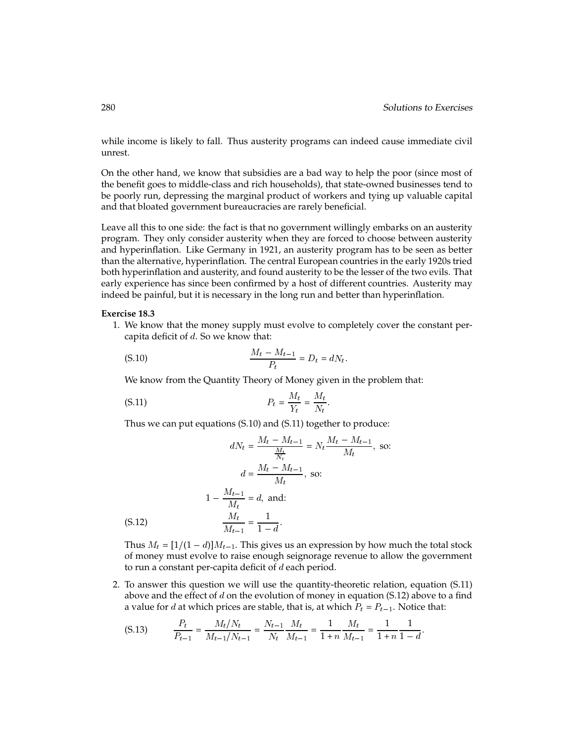while income is likely to fall. Thus austerity programs can indeed cause immediate civil unrest.

On the other hand, we know that subsidies are a bad way to help the poor (since most of the benefit goes to middle-class and rich households), that state-owned businesses tend to be poorly run, depressing the marginal product of workers and tying up valuable capital and that bloated government bureaucracies are rarely beneficial.

Leave all this to one side: the fact is that no government willingly embarks on an austerity program. They only consider austerity when they are forced to choose between austerity and hyperinflation. Like Germany in 1921, an austerity program has to be seen as better than the alternative, hyperinflation. The central European countries in the early 1920s tried both hyperinflation and austerity, and found austerity to be the lesser of the two evils. That early experience has since been confirmed by a host of different countries. Austerity may indeed be painful, but it is necessary in the long run and better than hyperinflation.

**Exercise 18.3**

1. We know that the money supply must evolve to completely cover the constant per-capita deficit of $d$. So we know that:

$$\frac{M_t - M_{t-1}}{P_t} = D_t = dN_t. \tag{S.10}$$

We know from the Quantity Theory of Money given in the problem that:

$$P_t = \frac{M_t}{Y_t} = \frac{M_t}{N_t}. \tag{S.11}$$

Thus we can put equations (S.10) and (S.11) together to produce:

$$dN_t = \frac{M_t - M_{t-1}}{\frac{M_t}{N_t}} = N_t \frac{M_t - M_{t-1}}{M_t}, \text{ so:}$$

$$d = \frac{M_t - M_{t-1}}{M_t}, \text{ so:}$$

$$1 - \frac{M_{t-1}}{M_t} = d, \text{ and:}$$

$$\frac{M_t}{M_{t-1}} = \frac{1}{1-d}. \tag{S.12}$$

Thus $M_t = [1/(1-d)]M_{t-1}$. This gives us an expression by how much the total stock of money must evolve to raise enough seignorage revenue to allow the government to run a constant per-capita deficit of $d$ each period.

2. To answer this question we will use the quantity-theoretic relation, equation (S.11) above and the effect of $d$ on the evolution of money in equation (S.12) above to a find a value for $d$ at which prices are stable, that is, at which $P_t = P_{t-1}$. Notice that:

$$\frac{P_t}{P_{t-1}} = \frac{M_t/N_t}{M_{t-1}/N_{t-1}} = \frac{N_{t-1}}{N_t}\frac{M_t}{M_{t-1}} = \frac{1}{1+n}\frac{M_t}{M_{t-1}} = \frac{1}{1+n}\frac{1}{1-d}. \tag{S.13}$$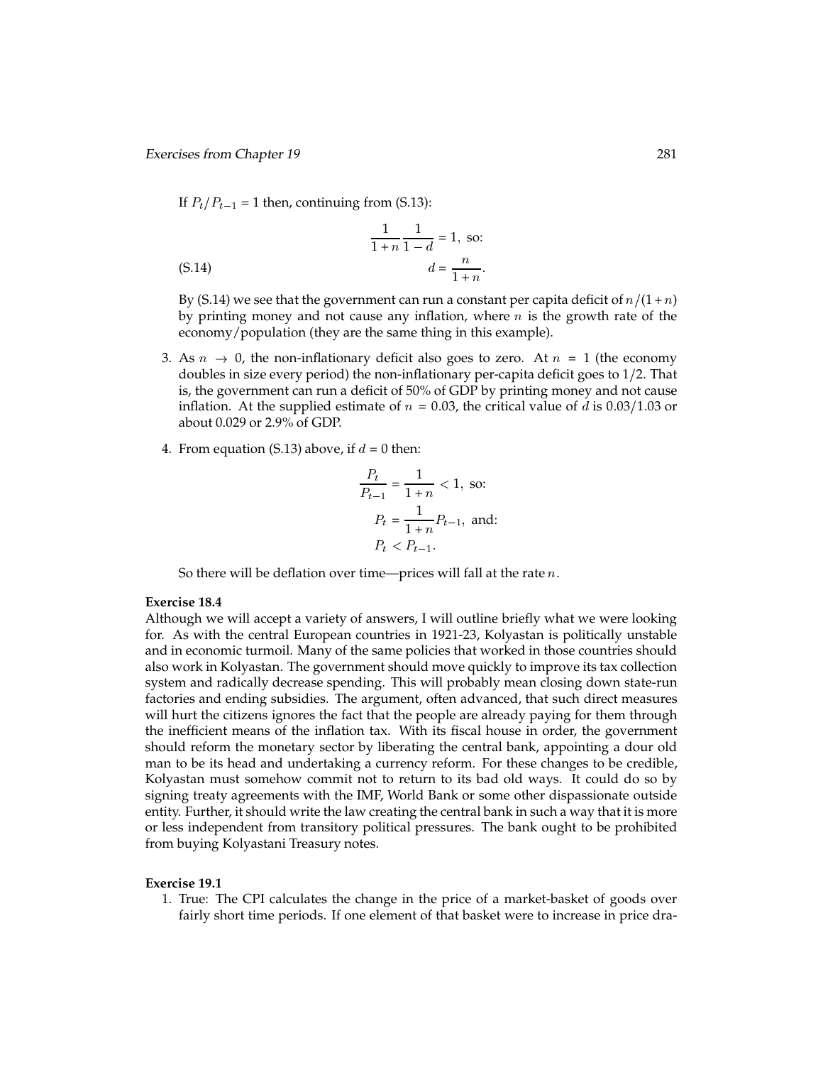If $P_t/P_{t-1} = 1$ then, continuing from (S.13):

$$\frac{1}{1+n}\frac{1}{1-d} = 1, \text{ so:}$$

$$d = \frac{n}{1+n}. \tag{S.14}$$

By (S.14) we see that the government can run a constant per capita deficit of $n/(1+n)$ by printing money and not cause any inflation, where $n$ is the growth rate of the economy/population (they are the same thing in this example).

3. As $n \to 0$, the non-inflationary deficit also goes to zero. At $n = 1$ (the economy doubles in size every period) the non-inflationary per-capita deficit goes to 1/2. That is, the government can run a deficit of 50% of GDP by printing money and not cause inflation. At the supplied estimate of $n = 0.03$, the critical value of $d$ is 0.03/1.03 or about 0.029 or 2.9% of GDP.

4. From equation (S.13) above, if $d = 0$ then:

$$\frac{P_t}{P_{t-1}} = \frac{1}{1+n} < 1, \text{ so:}$$

$$P_t = \frac{1}{1+n}P_{t-1}, \text{ and:}$$

$$P_t < P_{t-1}.$$

So there will be deflation over time—prices will fall at the rate $n$.

**Exercise 18.4**

Although we will accept a variety of answers, I will outline briefly what we were looking for. As with the central European countries in 1921-23, Kolyastan is politically unstable and in economic turmoil. Many of the same policies that worked in those countries should also work in Kolyastan. The government should move quickly to improve its tax collection system and radically decrease spending. This will probably mean closing down state-run factories and ending subsidies. The argument, often advanced, that such direct measures will hurt the citizens ignores the fact that the people are already paying for them through the inefficient means of the inflation tax. With its fiscal house in order, the government should reform the monetary sector by liberating the central bank, appointing a dour old man to be its head and undertaking a currency reform. For these changes to be credible, Kolyastan must somehow commit not to return to its bad old ways. It could do so by signing treaty agreements with the IMF, World Bank or some other dispassionate outside entity. Further, it should write the law creating the central bank in such a way that it is more or less independent from transitory political pressures. The bank ought to be prohibited from buying Kolyastani Treasury notes.

**Exercise 19.1**

1. True: The CPI calculates the change in the price of a market-basket of goods over fairly short time periods. If one element of that basket were to increase in price dra-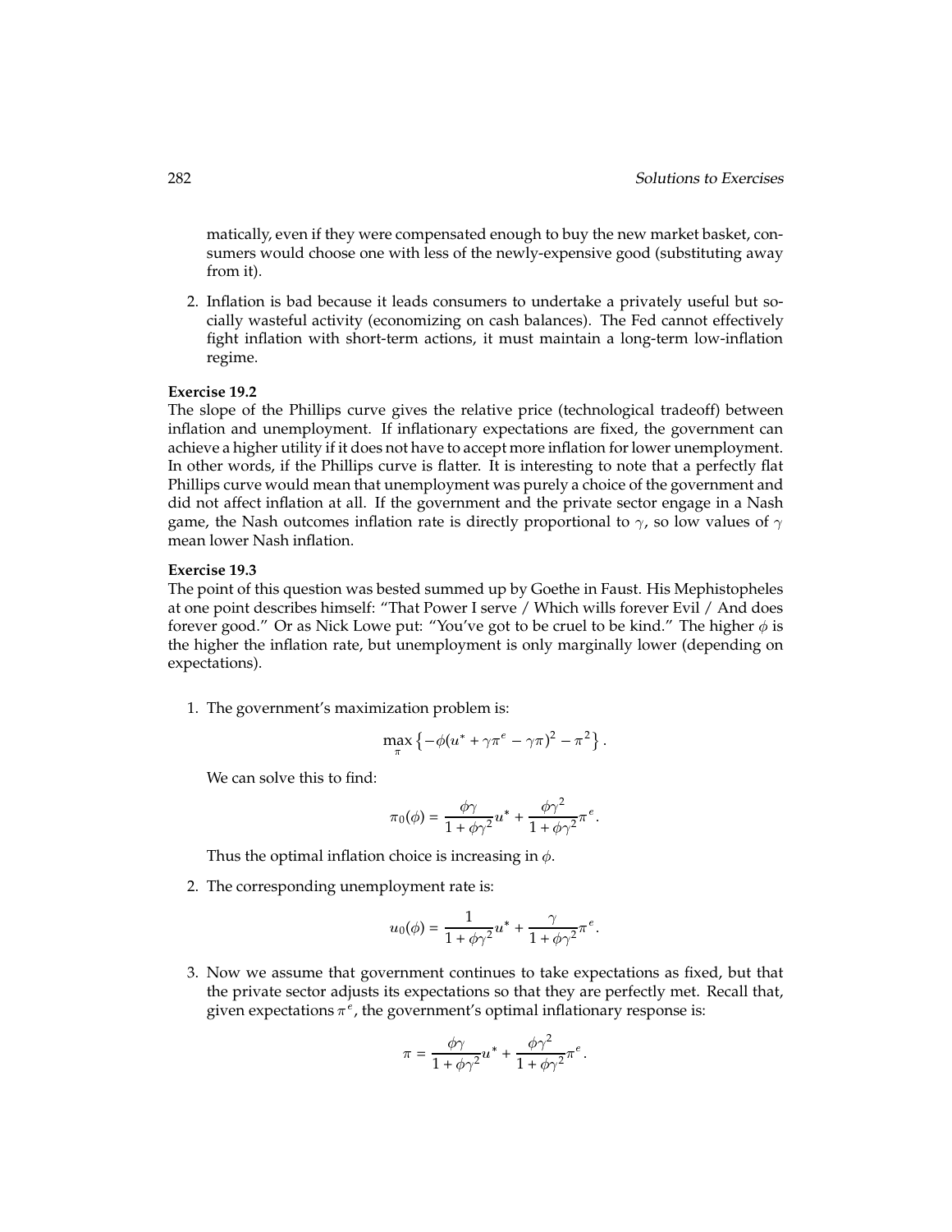matically, even if they were compensated enough to buy the new market basket, consumers would choose one with less of the newly-expensive good (substituting away from it).

2. Inflation is bad because it leads consumers to undertake a privately useful but socially wasteful activity (economizing on cash balances). The Fed cannot effectively fight inflation with short-term actions, it must maintain a long-term low-inflation regime.

**Exercise 19.2**

The slope of the Phillips curve gives the relative price (technological tradeoff) between inflation and unemployment. If inflationary expectations are fixed, the government can achieve a higher utility if it does not have to accept more inflation for lower unemployment. In other words, if the Phillips curve is flatter. It is interesting to note that a perfectly flat Phillips curve would mean that unemployment was purely a choice of the government and did not affect inflation at all. If the government and the private sector engage in a Nash game, the Nash outcomes inflation rate is directly proportional to $\gamma$, so low values of $\gamma$ mean lower Nash inflation.

**Exercise 19.3**

The point of this question was bested summed up by Goethe in Faust. His Mephistopheles at one point describes himself: "That Power I serve / Which wills forever Evil / And does forever good." Or as Nick Lowe put: "You've got to be cruel to be kind." The higher $\phi$ is the higher the inflation rate, but unemployment is only marginally lower (depending on expectations).

1. The government's maximization problem is:

$$\max_{\pi} \left\{ -\phi(u^* + \gamma\pi^e - \gamma\pi)^2 - \pi^2 \right\}.$$

   We can solve this to find:

$$\pi_0(\phi) = \frac{\phi\gamma}{1 + \phi\gamma^2}u^* + \frac{\phi\gamma^2}{1 + \phi\gamma^2}\pi^e.$$

   Thus the optimal inflation choice is increasing in $\phi$.

2. The corresponding unemployment rate is:

$$u_0(\phi) = \frac{1}{1 + \phi\gamma^2}u^* + \frac{\gamma}{1 + \phi\gamma^2}\pi^e.$$

3. Now we assume that government continues to take expectations as fixed, but that the private sector adjusts its expectations so that they are perfectly met. Recall that, given expectations $\pi^e$, the government's optimal inflationary response is:

$$\pi = \frac{\phi\gamma}{1 + \phi\gamma^2}u^* + \frac{\phi\gamma^2}{1 + \phi\gamma^2}\pi^e.$$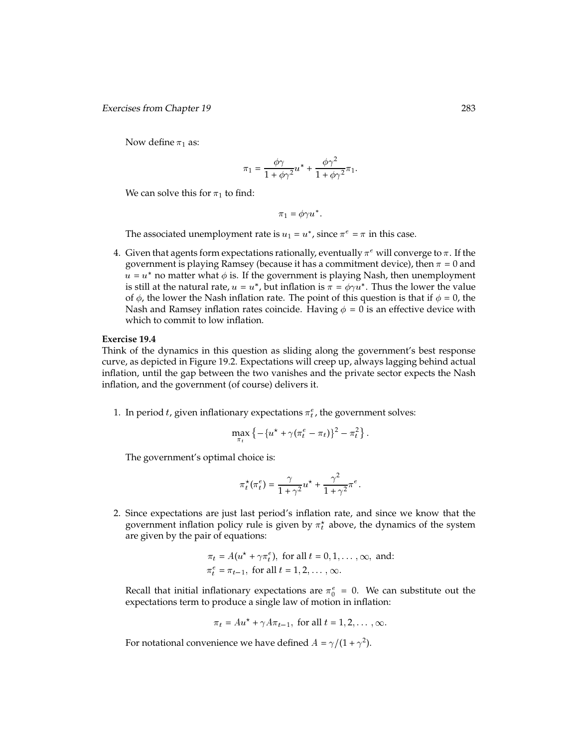Now define $\pi_1$ as:

$$\pi_1 = \frac{\phi\gamma}{1+\phi\gamma^2}u^* + \frac{\phi\gamma^2}{1+\phi\gamma^2}\pi_1.$$

We can solve this for $\pi_1$ to find:

$$\pi_1 = \phi\gamma u^*.$$

The associated unemployment rate is $u_1 = u^*$, since $\pi^e = \pi$ in this case.

4. Given that agents form expectations rationally, eventually $\pi^e$ will converge to $\pi$. If the government is playing Ramsey (because it has a commitment device), then $\pi = 0$ and $u = u^*$ no matter what $\phi$ is. If the government is playing Nash, then unemployment is still at the natural rate, $u = u^*$, but inflation is $\pi = \phi\gamma u^*$. Thus the lower the value of $\phi$, the lower the Nash inflation rate. The point of this question is that if $\phi = 0$, the Nash and Ramsey inflation rates coincide. Having $\phi = 0$ is an effective device with which to commit to low inflation.

**Exercise 19.4**

Think of the dynamics in this question as sliding along the government's best response curve, as depicted in Figure 19.2. Expectations will creep up, always lagging behind actual inflation, until the gap between the two vanishes and the private sector expects the Nash inflation, and the government (of course) delivers it.

1. In period $t$, given inflationary expectations $\pi_t^e$, the government solves:

$$\max_{\pi_t} \left\{ -\{u^\star + \gamma(\pi_t^e - \pi_t)\}^2 - \pi_t^2 \right\}.$$

The government's optimal choice is:

$$\pi_t^\star(\pi_t^e) = \frac{\gamma}{1+\gamma^2}u^\star + \frac{\gamma^2}{1+\gamma^2}\pi^e.$$

2. Since expectations are just last period's inflation rate, and since we know that the government inflation policy rule is given by $\pi_t^\star$ above, the dynamics of the system are given by the pair of equations:

$$\pi_t = A(u^\star + \gamma\pi_t^e), \text{ for all } t = 0, 1, \ldots, \infty, \text{ and:}$$
$$\pi_t^e = \pi_{t-1}, \text{ for all } t = 1, 2, \ldots, \infty.$$

Recall that initial inflationary expectations are $\pi_0^e = 0$. We can substitute out the expectations term to produce a single law of motion in inflation:

$$\pi_t = Au^\star + \gamma A\pi_{t-1}, \text{ for all } t = 1, 2, \ldots, \infty.$$

For notational convenience we have defined $A = \gamma/(1+\gamma^2)$.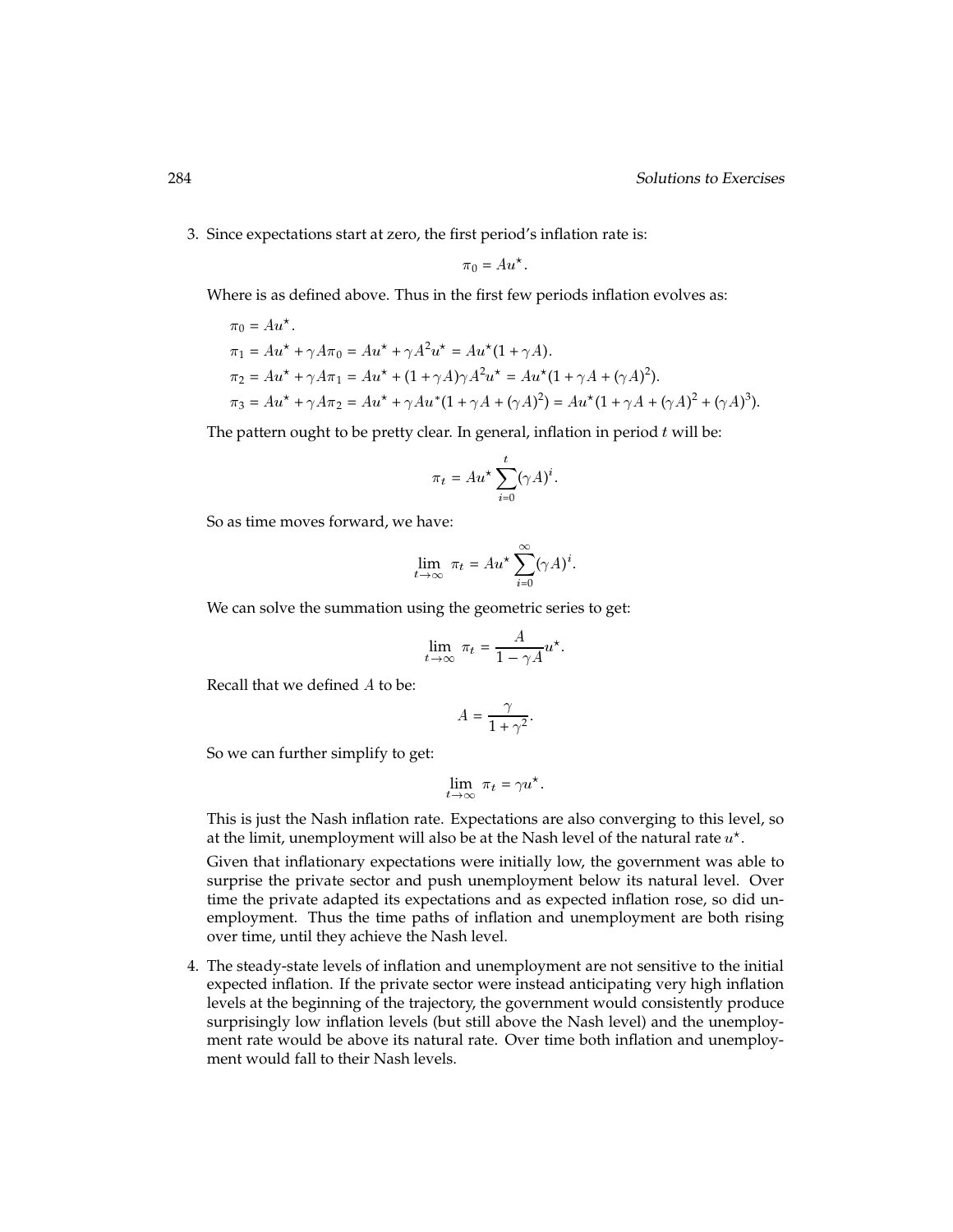3. Since expectations start at zero, the first period's inflation rate is:

$$\pi_0 = Au^\star.$$

Where is as defined above. Thus in the first few periods inflation evolves as:

$$\pi_0 = Au^\star.$$
$$\pi_1 = Au^\star + \gamma A \pi_0 = Au^\star + \gamma A^2 u^\star = Au^\star(1 + \gamma A).$$
$$\pi_2 = Au^\star + \gamma A \pi_1 = Au^\star + (1 + \gamma A)\gamma A^2 u^\star = Au^\star(1 + \gamma A + (\gamma A)^2).$$
$$\pi_3 = Au^\star + \gamma A \pi_2 = Au^\star + \gamma A u^*(1 + \gamma A + (\gamma A)^2) = Au^\star(1 + \gamma A + (\gamma A)^2 + (\gamma A)^3).$$

The pattern ought to be pretty clear. In general, inflation in period $t$ will be:

$$\pi_t = Au^\star \sum_{i=0}^{t} (\gamma A)^i.$$

So as time moves forward, we have:

$$\lim_{t \to \infty} \pi_t = Au^\star \sum_{i=0}^{\infty} (\gamma A)^i.$$

We can solve the summation using the geometric series to get:

$$\lim_{t \to \infty} \pi_t = \frac{A}{1 - \gamma A} u^\star.$$

Recall that we defined $A$ to be:

$$A = \frac{\gamma}{1 + \gamma^2}.$$

So we can further simplify to get:

$$\lim_{t \to \infty} \pi_t = \gamma u^\star.$$

This is just the Nash inflation rate. Expectations are also converging to this level, so at the limit, unemployment will also be at the Nash level of the natural rate $u^\star$.

Given that inflationary expectations were initially low, the government was able to surprise the private sector and push unemployment below its natural level. Over time the private adapted its expectations and as expected inflation rose, so did unemployment. Thus the time paths of inflation and unemployment are both rising over time, until they achieve the Nash level.

4. The steady-state levels of inflation and unemployment are not sensitive to the initial expected inflation. If the private sector were instead anticipating very high inflation levels at the beginning of the trajectory, the government would consistently produce surprisingly low inflation levels (but still above the Nash level) and the unemployment rate would be above its natural rate. Over time both inflation and unemployment would fall to their Nash levels.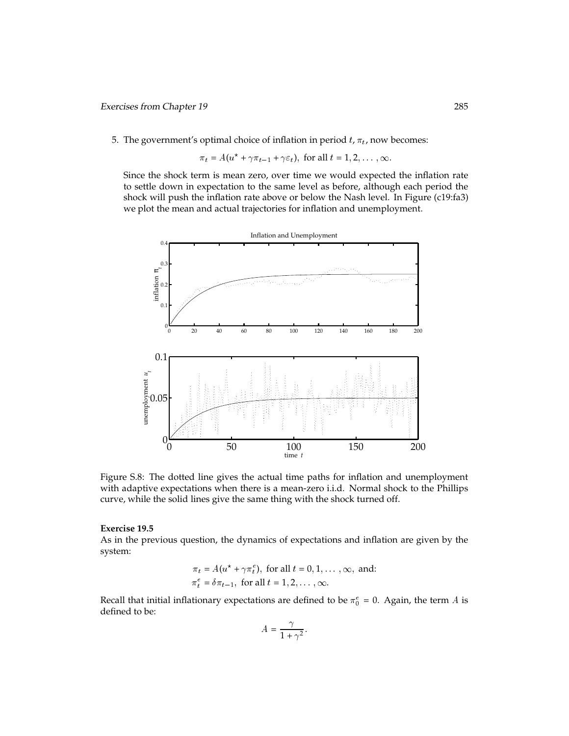5. The government's optimal choice of inflation in period $t$, $\pi_t$, now becomes:

$$\pi_t = A(u^\star + \gamma\pi_{t-1} + \gamma\varepsilon_t), \text{ for all } t = 1, 2, \ldots, \infty.$$

Since the shock term is mean zero, over time we would expected the inflation rate to settle down in expectation to the same level as before, although each period the shock will push the inflation rate above or below the Nash level. In Figure (c19:fa3) we plot the mean and actual trajectories for inflation and unemployment.

Figure S.8: The dotted line gives the actual time paths for inflation and unemployment with adaptive expectations when there is a mean-zero i.i.d. Normal shock to the Phillips curve, while the solid lines give the same thing with the shock turned off.

**Exercise 19.5**

As in the previous question, the dynamics of expectations and inflation are given by the system:

$$\pi_t = A(u^\star + \gamma\pi_t^e), \text{ for all } t = 0, 1, \ldots, \infty, \text{ and:}$$
$$\pi_t^e = \delta\pi_{t-1}, \text{ for all } t = 1, 2, \ldots, \infty.$$

Recall that initial inflationary expectations are defined to be $\pi_0^e = 0$. Again, the term $A$ is defined to be:

$$A = \frac{\gamma}{1 + \gamma^2}.$$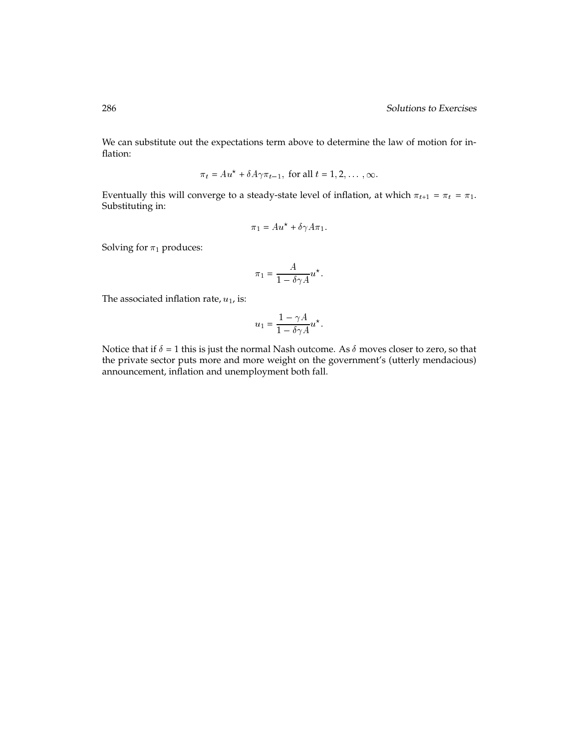We can substitute out the expectations term above to determine the law of motion for inflation:

$$\pi_t = Au^{\star} + \delta A\gamma\pi_{t-1}, \text{ for all } t = 1, 2, \ldots, \infty.$$

Eventually this will converge to a steady-state level of inflation, at which $\pi_{t+1} = \pi_t = \pi_1$. Substituting in:

$$\pi_1 = Au^{\star} + \delta\gamma A\pi_1.$$

Solving for $\pi_1$ produces:

$$\pi_1 = \frac{A}{1 - \delta\gamma A}u^{\star}.$$

The associated inflation rate, $u_1$, is:

$$u_1 = \frac{1 - \gamma A}{1 - \delta\gamma A}u^{\star}.$$

Notice that if $\delta = 1$ this is just the normal Nash outcome. As $\delta$ moves closer to zero, so that the private sector puts more and more weight on the government's (utterly mendacious) announcement, inflation and unemployment both fall.